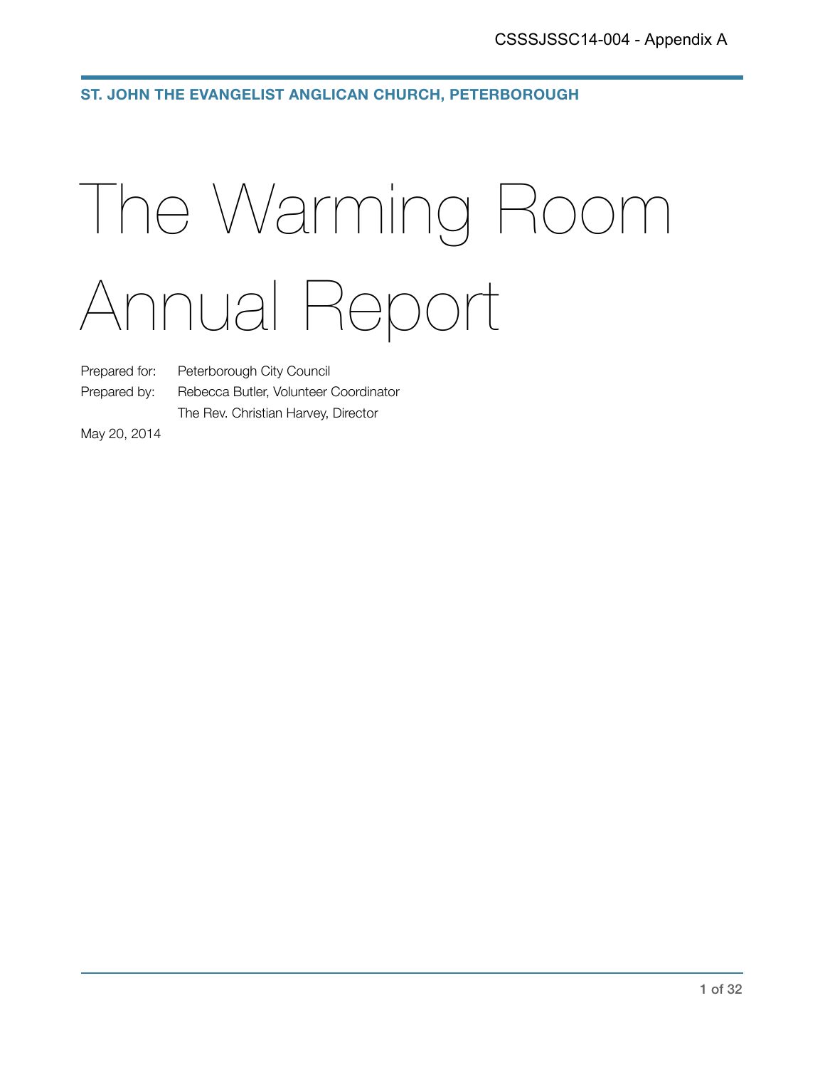CSSSJSSC14-004 - Appendix A

**ST. JOHN THE EVANGELIST ANGLICAN CHURCH, PETERBOROUGH**

# The Warming Room Annual Report

Prepared for: Peterborough City Council

Prepared by: Rebecca Butler, Volunteer Coordinator
The Rev. Christian Harvey, Director

May 20, 2014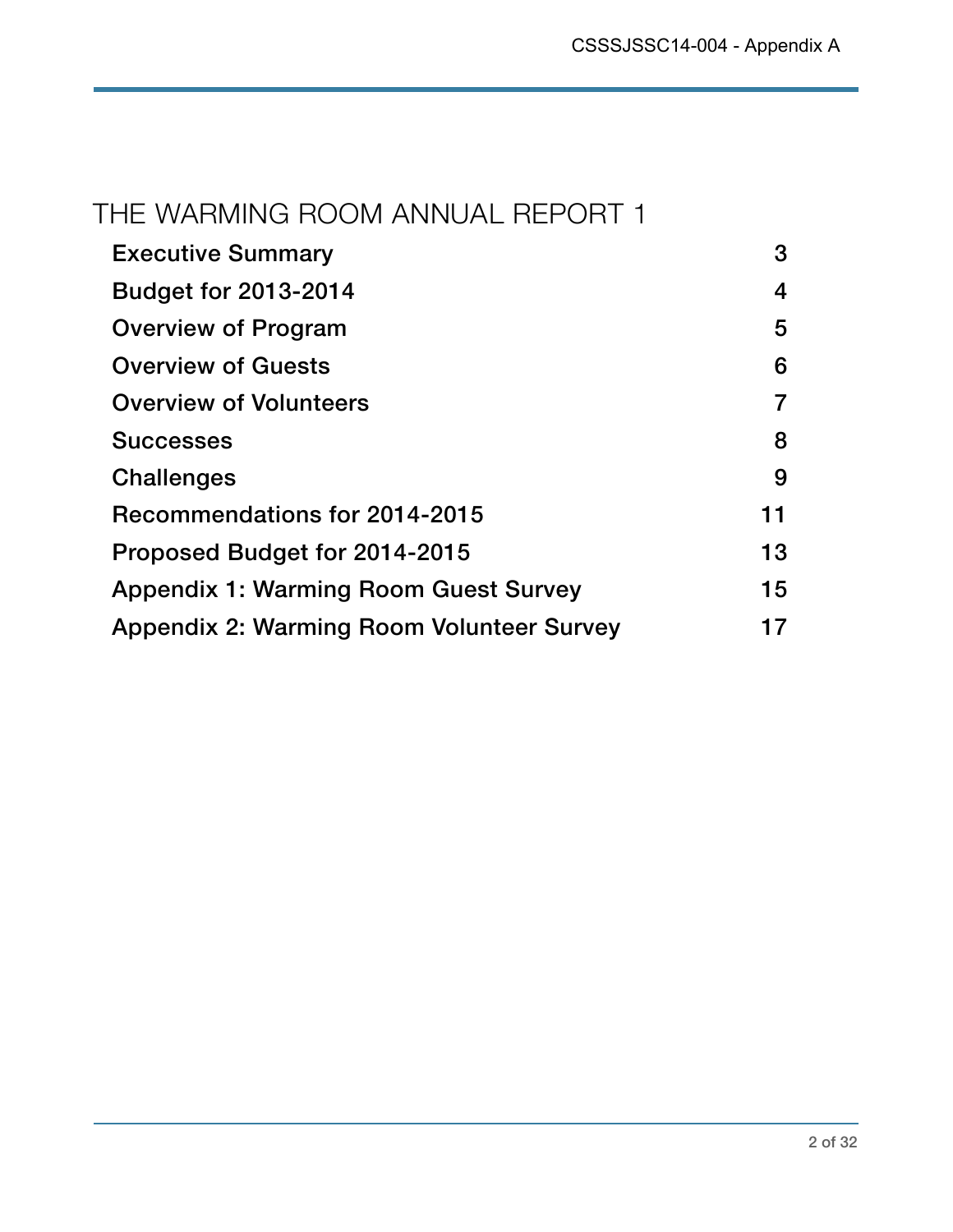# THE WARMING ROOM ANNUAL REPORT 1

| | |
|---|---|
| **Executive Summary** | **3** |
| **Budget for 2013-2014** | **4** |
| **Overview of Program** | **5** |
| **Overview of Guests** | **6** |
| **Overview of Volunteers** | **7** |
| **Successes** | **8** |
| **Challenges** | **9** |
| **Recommendations for 2014-2015** | **11** |
| **Proposed Budget for 2014-2015** | **13** |
| **Appendix 1: Warming Room Guest Survey** | **15** |
| **Appendix 2: Warming Room Volunteer Survey** | **17** |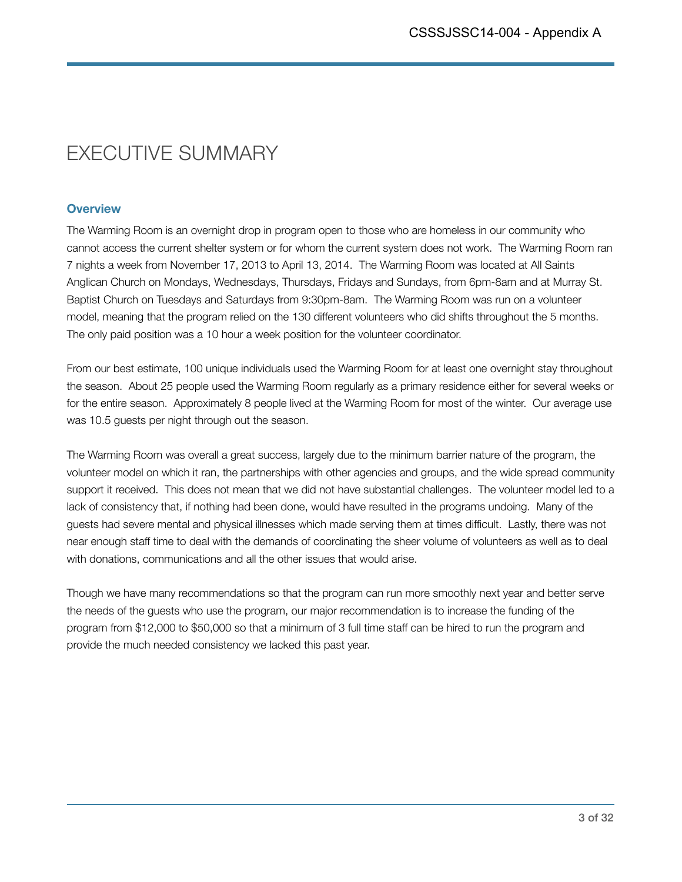# EXECUTIVE SUMMARY

## Overview

The Warming Room is an overnight drop in program open to those who are homeless in our community who cannot access the current shelter system or for whom the current system does not work. The Warming Room ran 7 nights a week from November 17, 2013 to April 13, 2014. The Warming Room was located at All Saints Anglican Church on Mondays, Wednesdays, Thursdays, Fridays and Sundays, from 6pm-8am and at Murray St. Baptist Church on Tuesdays and Saturdays from 9:30pm-8am. The Warming Room was run on a volunteer model, meaning that the program relied on the 130 different volunteers who did shifts throughout the 5 months. The only paid position was a 10 hour a week position for the volunteer coordinator.

From our best estimate, 100 unique individuals used the Warming Room for at least one overnight stay throughout the season. About 25 people used the Warming Room regularly as a primary residence either for several weeks or for the entire season. Approximately 8 people lived at the Warming Room for most of the winter. Our average use was 10.5 guests per night through out the season.

The Warming Room was overall a great success, largely due to the minimum barrier nature of the program, the volunteer model on which it ran, the partnerships with other agencies and groups, and the wide spread community support it received. This does not mean that we did not have substantial challenges. The volunteer model led to a lack of consistency that, if nothing had been done, would have resulted in the programs undoing. Many of the guests had severe mental and physical illnesses which made serving them at times difficult. Lastly, there was not near enough staff time to deal with the demands of coordinating the sheer volume of volunteers as well as to deal with donations, communications and all the other issues that would arise.

Though we have many recommendations so that the program can run more smoothly next year and better serve the needs of the guests who use the program, our major recommendation is to increase the funding of the program from $12,000 to $50,000 so that a minimum of 3 full time staff can be hired to run the program and provide the much needed consistency we lacked this past year.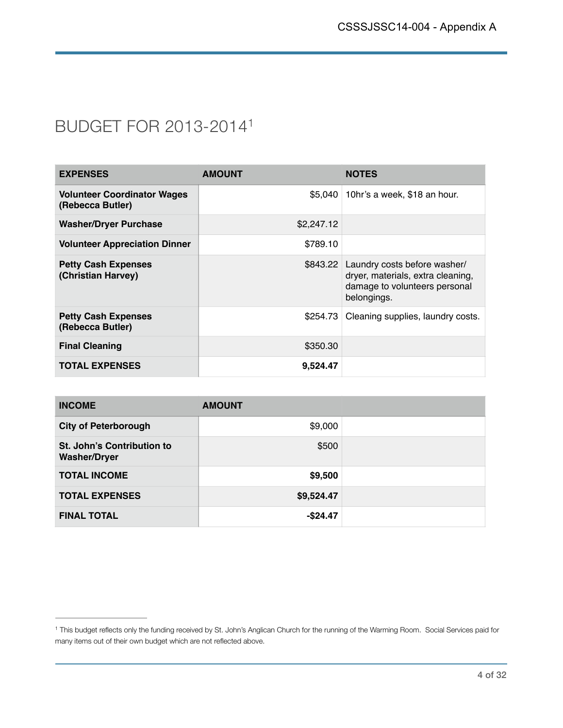# BUDGET FOR 2013-2014[1]

| EXPENSES | AMOUNT | NOTES |
|---|---|---|
| **Volunteer Coordinator Wages (Rebecca Butler)** | $5,040 | 10hr's a week, $18 an hour. |
| **Washer/Dryer Purchase** | $2,247.12 | |
| **Volunteer Appreciation Dinner** | $789.10 | |
| **Petty Cash Expenses (Christian Harvey)** | $843.22 | Laundry costs before washer/dryer, materials, extra cleaning, damage to volunteers personal belongings. |
| **Petty Cash Expenses (Rebecca Butler)** | $254.73 | Cleaning supplies, laundry costs. |
| **Final Cleaning** | $350.30 | |
| **TOTAL EXPENSES** | **9,524.47** | |

| INCOME | AMOUNT | |
|---|---|---|
| **City of Peterborough** | $9,000 | |
| **St. John's Contribution to Washer/Dryer** | $500 | |
| **TOTAL INCOME** | **$9,500** | |
| **TOTAL EXPENSES** | **$9,524.47** | |
| **FINAL TOTAL** | **-$24.47** | |

[1] This budget reflects only the funding received by St. John's Anglican Church for the running of the Warming Room. Social Services paid for many items out of their own budget which are not reflected above.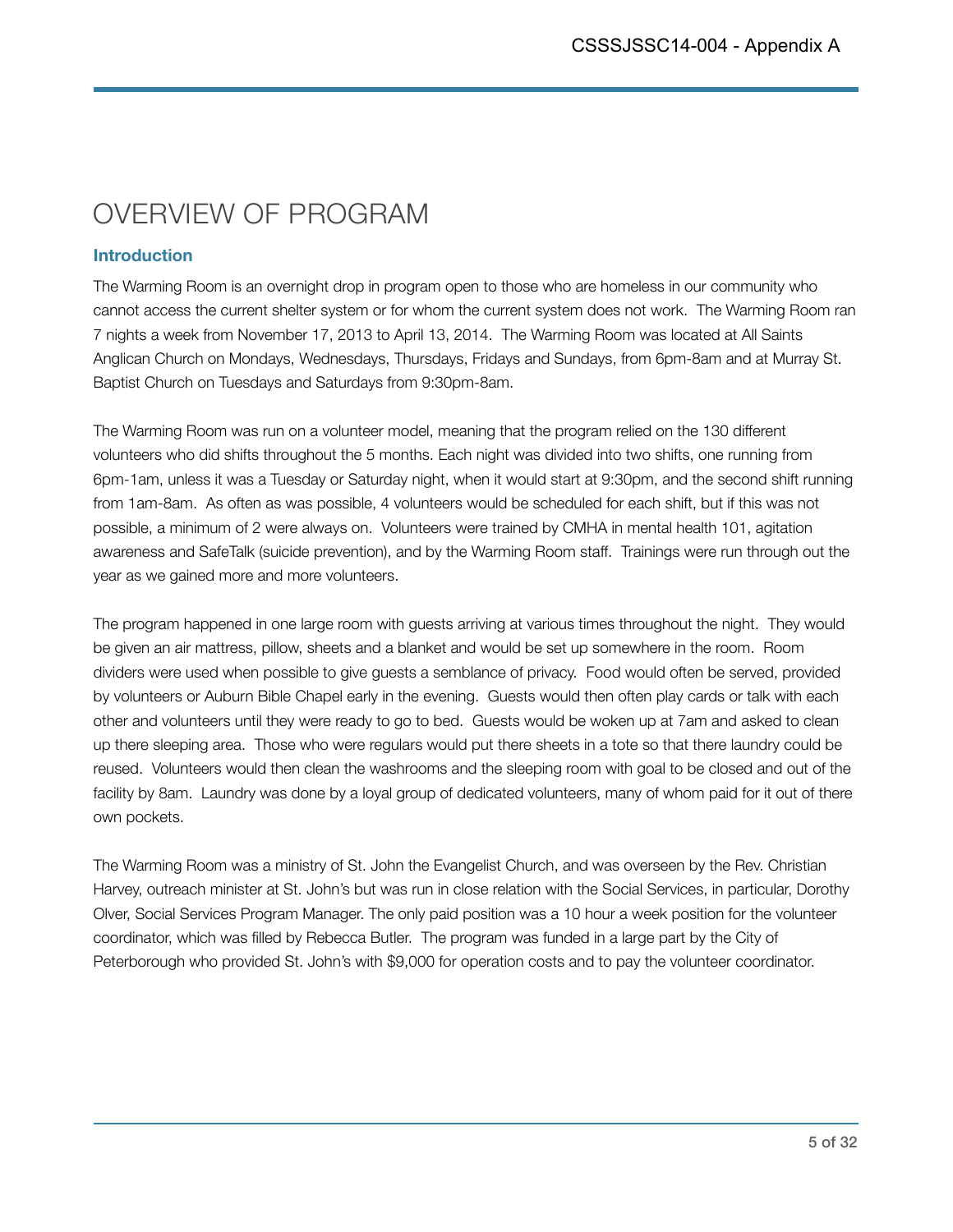# OVERVIEW OF PROGRAM

## Introduction

The Warming Room is an overnight drop in program open to those who are homeless in our community who cannot access the current shelter system or for whom the current system does not work. The Warming Room ran 7 nights a week from November 17, 2013 to April 13, 2014. The Warming Room was located at All Saints Anglican Church on Mondays, Wednesdays, Thursdays, Fridays and Sundays, from 6pm-8am and at Murray St. Baptist Church on Tuesdays and Saturdays from 9:30pm-8am.

The Warming Room was run on a volunteer model, meaning that the program relied on the 130 different volunteers who did shifts throughout the 5 months. Each night was divided into two shifts, one running from 6pm-1am, unless it was a Tuesday or Saturday night, when it would start at 9:30pm, and the second shift running from 1am-8am. As often as was possible, 4 volunteers would be scheduled for each shift, but if this was not possible, a minimum of 2 were always on. Volunteers were trained by CMHA in mental health 101, agitation awareness and SafeTalk (suicide prevention), and by the Warming Room staff. Trainings were run through out the year as we gained more and more volunteers.

The program happened in one large room with guests arriving at various times throughout the night. They would be given an air mattress, pillow, sheets and a blanket and would be set up somewhere in the room. Room dividers were used when possible to give guests a semblance of privacy. Food would often be served, provided by volunteers or Auburn Bible Chapel early in the evening. Guests would then often play cards or talk with each other and volunteers until they were ready to go to bed. Guests would be woken up at 7am and asked to clean up there sleeping area. Those who were regulars would put there sheets in a tote so that there laundry could be reused. Volunteers would then clean the washrooms and the sleeping room with goal to be closed and out of the facility by 8am. Laundry was done by a loyal group of dedicated volunteers, many of whom paid for it out of there own pockets.

The Warming Room was a ministry of St. John the Evangelist Church, and was overseen by the Rev. Christian Harvey, outreach minister at St. John's but was run in close relation with the Social Services, in particular, Dorothy Olver, Social Services Program Manager. The only paid position was a 10 hour a week position for the volunteer coordinator, which was filled by Rebecca Butler. The program was funded in a large part by the City of Peterborough who provided St. John's with $9,000 for operation costs and to pay the volunteer coordinator.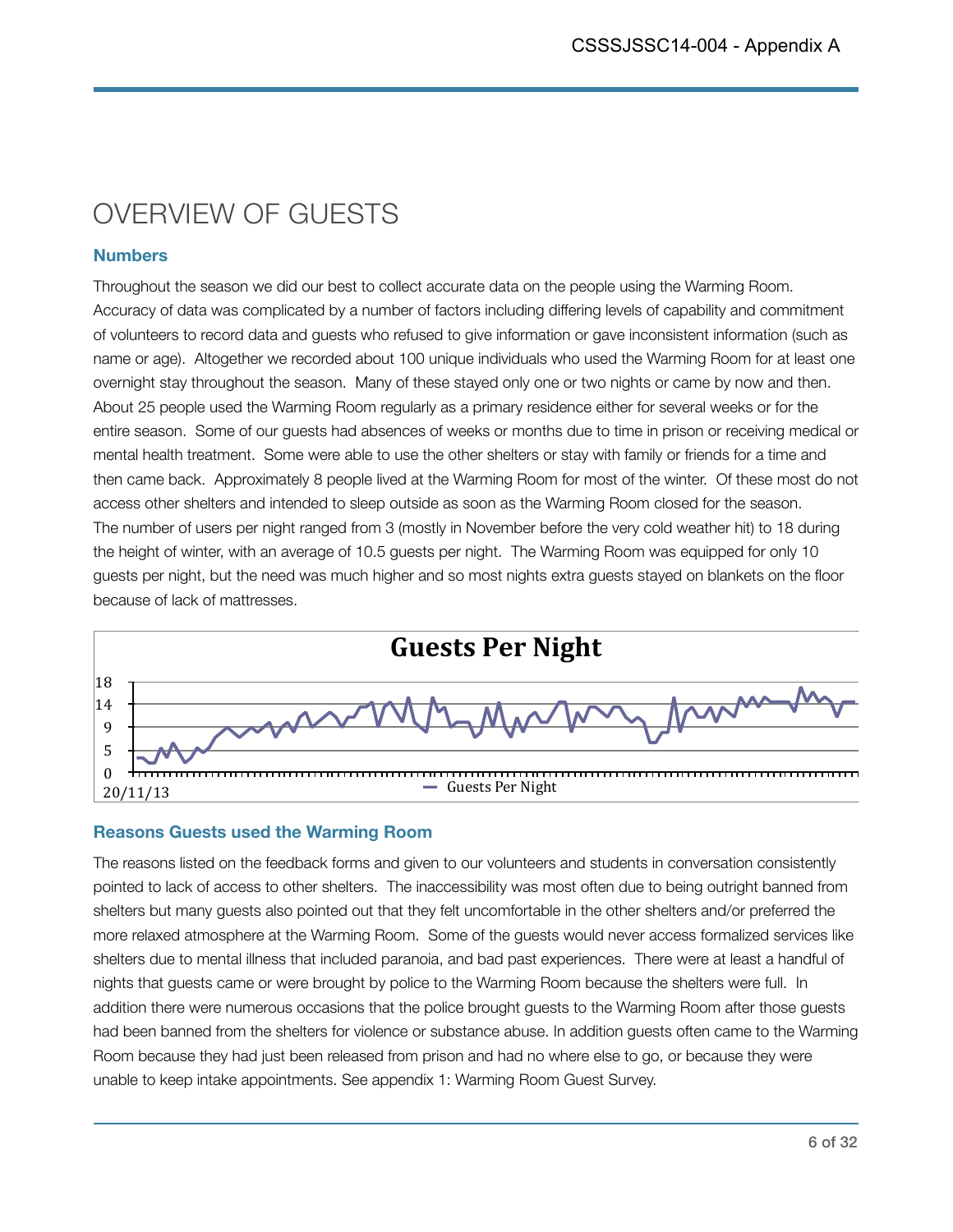# OVERVIEW OF GUESTS

### Numbers

Throughout the season we did our best to collect accurate data on the people using the Warming Room. Accuracy of data was complicated by a number of factors including differing levels of capability and commitment of volunteers to record data and guests who refused to give information or gave inconsistent information (such as name or age). Altogether we recorded about 100 unique individuals who used the Warming Room for at least one overnight stay throughout the season. Many of these stayed only one or two nights or came by now and then. About 25 people used the Warming Room regularly as a primary residence either for several weeks or for the entire season. Some of our guests had absences of weeks or months due to time in prison or receiving medical or mental health treatment. Some were able to use the other shelters or stay with family or friends for a time and then came back. Approximately 8 people lived at the Warming Room for most of the winter. Of these most do not access other shelters and intended to sleep outside as soon as the Warming Room closed for the season. The number of users per night ranged from 3 (mostly in November before the very cold weather hit) to 18 during the height of winter, with an average of 10.5 guests per night. The Warming Room was equipped for only 10 guests per night, but the need was much higher and so most nights extra guests stayed on blankets on the floor because of lack of mattresses.

**Guests Per Night**

18
14
9
5
0
20/11/13

— Guests Per Night

### Reasons Guests used the Warming Room

The reasons listed on the feedback forms and given to our volunteers and students in conversation consistently pointed to lack of access to other shelters. The inaccessibility was most often due to being outright banned from shelters but many guests also pointed out that they felt uncomfortable in the other shelters and/or preferred the more relaxed atmosphere at the Warming Room. Some of the guests would never access formalized services like shelters due to mental illness that included paranoia, and bad past experiences. There were at least a handful of nights that guests came or were brought by police to the Warming Room because the shelters were full. In addition there were numerous occasions that the police brought guests to the Warming Room after those guests had been banned from the shelters for violence or substance abuse. In addition guests often came to the Warming Room because they had just been released from prison and had no where else to go, or because they were unable to keep intake appointments. See appendix 1: Warming Room Guest Survey.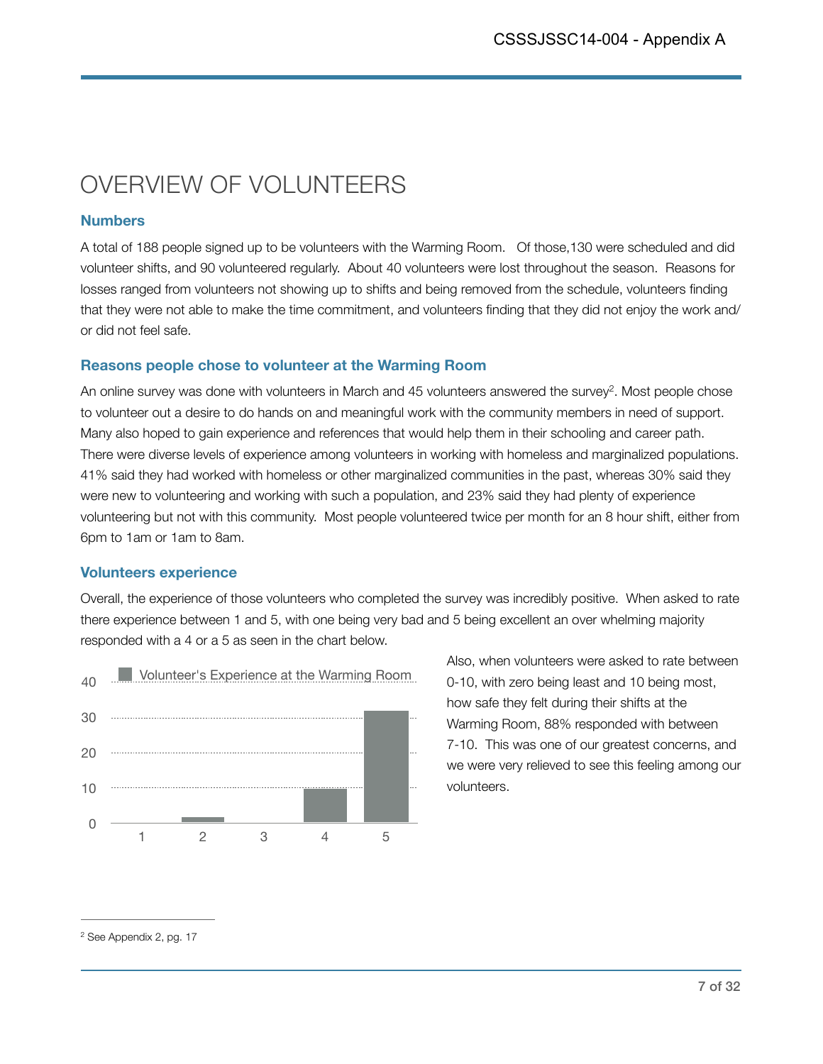# OVERVIEW OF VOLUNTEERS

### Numbers

A total of 188 people signed up to be volunteers with the Warming Room. Of those,130 were scheduled and did volunteer shifts, and 90 volunteered regularly. About 40 volunteers were lost throughout the season. Reasons for losses ranged from volunteers not showing up to shifts and being removed from the schedule, volunteers finding that they were not able to make the time commitment, and volunteers finding that they did not enjoy the work and/ or did not feel safe.

### Reasons people chose to volunteer at the Warming Room

An online survey was done with volunteers in March and 45 volunteers answered the survey[2]. Most people chose to volunteer out a desire to do hands on and meaningful work with the community members in need of support. Many also hoped to gain experience and references that would help them in their schooling and career path. There were diverse levels of experience among volunteers in working with homeless and marginalized populations. 41% said they had worked with homeless or other marginalized communities in the past, whereas 30% said they were new to volunteering and working with such a population, and 23% said they had plenty of experience volunteering but not with this community. Most people volunteered twice per month for an 8 hour shift, either from 6pm to 1am or 1am to 8am.

### Volunteers experience

Overall, the experience of those volunteers who completed the survey was incredibly positive. When asked to rate there experience between 1 and 5, with one being very bad and 5 being excellent an over whelming majority responded with a 4 or a 5 as seen in the chart below.

Volunteer's Experience at the Warming Room

| Rating | 1 | 2 | 3 | 4 | 5 |
|---|---|---|---|---|---|
| Responses | 0 | 1 | 0 | 10 | 32 |

Also, when volunteers were asked to rate between 0-10, with zero being least and 10 being most, how safe they felt during their shifts at the Warming Room, 88% responded with between 7-10. This was one of our greatest concerns, and we were very relieved to see this feeling among our volunteers.

---

[2] See Appendix 2, pg. 17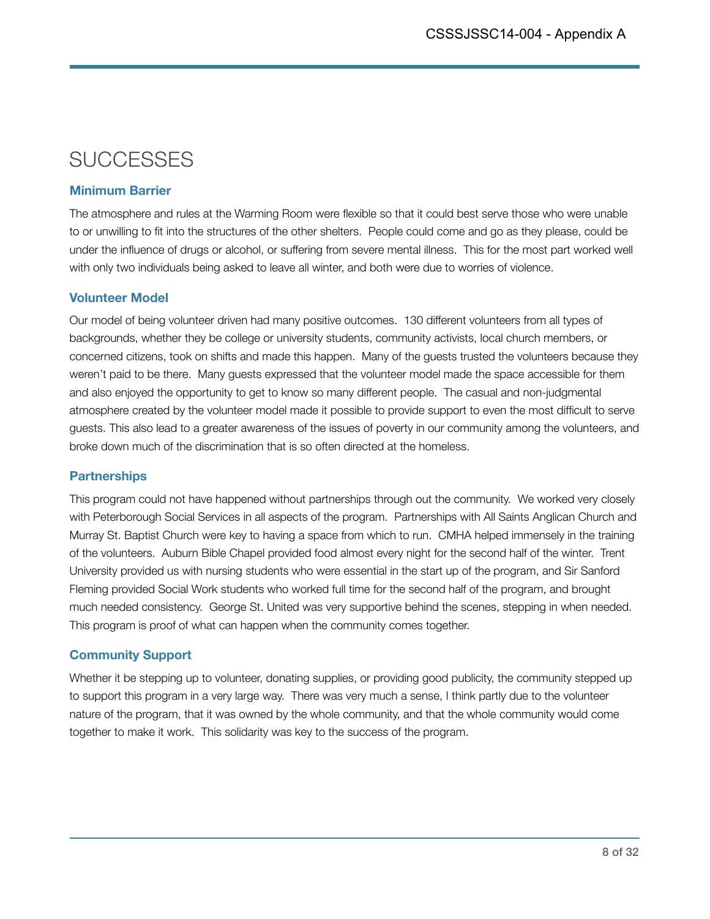# SUCCESSES

### Minimum Barrier

The atmosphere and rules at the Warming Room were flexible so that it could best serve those who were unable to or unwilling to fit into the structures of the other shelters. People could come and go as they please, could be under the influence of drugs or alcohol, or suffering from severe mental illness. This for the most part worked well with only two individuals being asked to leave all winter, and both were due to worries of violence.

### Volunteer Model

Our model of being volunteer driven had many positive outcomes. 130 different volunteers from all types of backgrounds, whether they be college or university students, community activists, local church members, or concerned citizens, took on shifts and made this happen. Many of the guests trusted the volunteers because they weren't paid to be there. Many guests expressed that the volunteer model made the space accessible for them and also enjoyed the opportunity to get to know so many different people. The casual and non-judgmental atmosphere created by the volunteer model made it possible to provide support to even the most difficult to serve guests. This also lead to a greater awareness of the issues of poverty in our community among the volunteers, and broke down much of the discrimination that is so often directed at the homeless.

### Partnerships

This program could not have happened without partnerships through out the community. We worked very closely with Peterborough Social Services in all aspects of the program. Partnerships with All Saints Anglican Church and Murray St. Baptist Church were key to having a space from which to run. CMHA helped immensely in the training of the volunteers. Auburn Bible Chapel provided food almost every night for the second half of the winter. Trent University provided us with nursing students who were essential in the start up of the program, and Sir Sanford Fleming provided Social Work students who worked full time for the second half of the program, and brought much needed consistency. George St. United was very supportive behind the scenes, stepping in when needed. This program is proof of what can happen when the community comes together.

### Community Support

Whether it be stepping up to volunteer, donating supplies, or providing good publicity, the community stepped up to support this program in a very large way. There was very much a sense, I think partly due to the volunteer nature of the program, that it was owned by the whole community, and that the whole community would come together to make it work. This solidarity was key to the success of the program.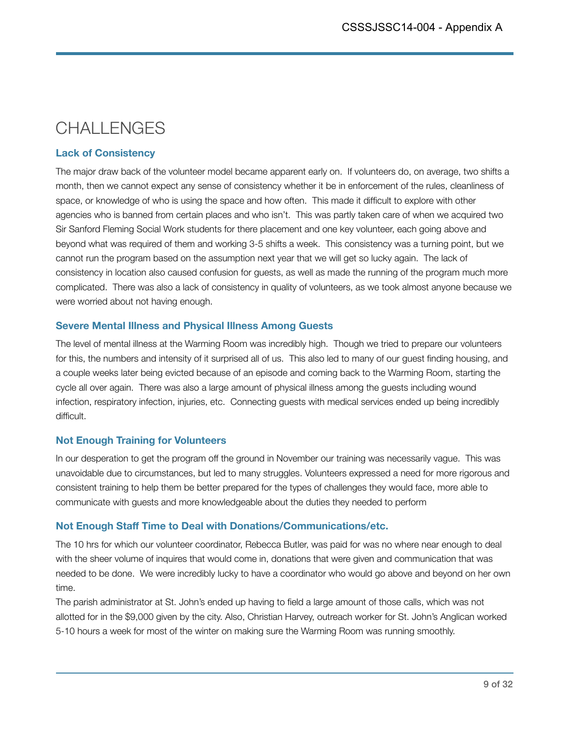# CHALLENGES

### Lack of Consistency

The major draw back of the volunteer model became apparent early on. If volunteers do, on average, two shifts a month, then we cannot expect any sense of consistency whether it be in enforcement of the rules, cleanliness of space, or knowledge of who is using the space and how often. This made it difficult to explore with other agencies who is banned from certain places and who isn't. This was partly taken care of when we acquired two Sir Sanford Fleming Social Work students for there placement and one key volunteer, each going above and beyond what was required of them and working 3-5 shifts a week. This consistency was a turning point, but we cannot run the program based on the assumption next year that we will get so lucky again. The lack of consistency in location also caused confusion for guests, as well as made the running of the program much more complicated. There was also a lack of consistency in quality of volunteers, as we took almost anyone because we were worried about not having enough.

### Severe Mental Illness and Physical Illness Among Guests

The level of mental illness at the Warming Room was incredibly high. Though we tried to prepare our volunteers for this, the numbers and intensity of it surprised all of us. This also led to many of our guest finding housing, and a couple weeks later being evicted because of an episode and coming back to the Warming Room, starting the cycle all over again. There was also a large amount of physical illness among the guests including wound infection, respiratory infection, injuries, etc. Connecting guests with medical services ended up being incredibly difficult.

### Not Enough Training for Volunteers

In our desperation to get the program off the ground in November our training was necessarily vague. This was unavoidable due to circumstances, but led to many struggles. Volunteers expressed a need for more rigorous and consistent training to help them be better prepared for the types of challenges they would face, more able to communicate with guests and more knowledgeable about the duties they needed to perform

### Not Enough Staff Time to Deal with Donations/Communications/etc.

The 10 hrs for which our volunteer coordinator, Rebecca Butler, was paid for was no where near enough to deal with the sheer volume of inquires that would come in, donations that were given and communication that was needed to be done. We were incredibly lucky to have a coordinator who would go above and beyond on her own time.

The parish administrator at St. John's ended up having to field a large amount of those calls, which was not allotted for in the $9,000 given by the city. Also, Christian Harvey, outreach worker for St. John's Anglican worked 5-10 hours a week for most of the winter on making sure the Warming Room was running smoothly.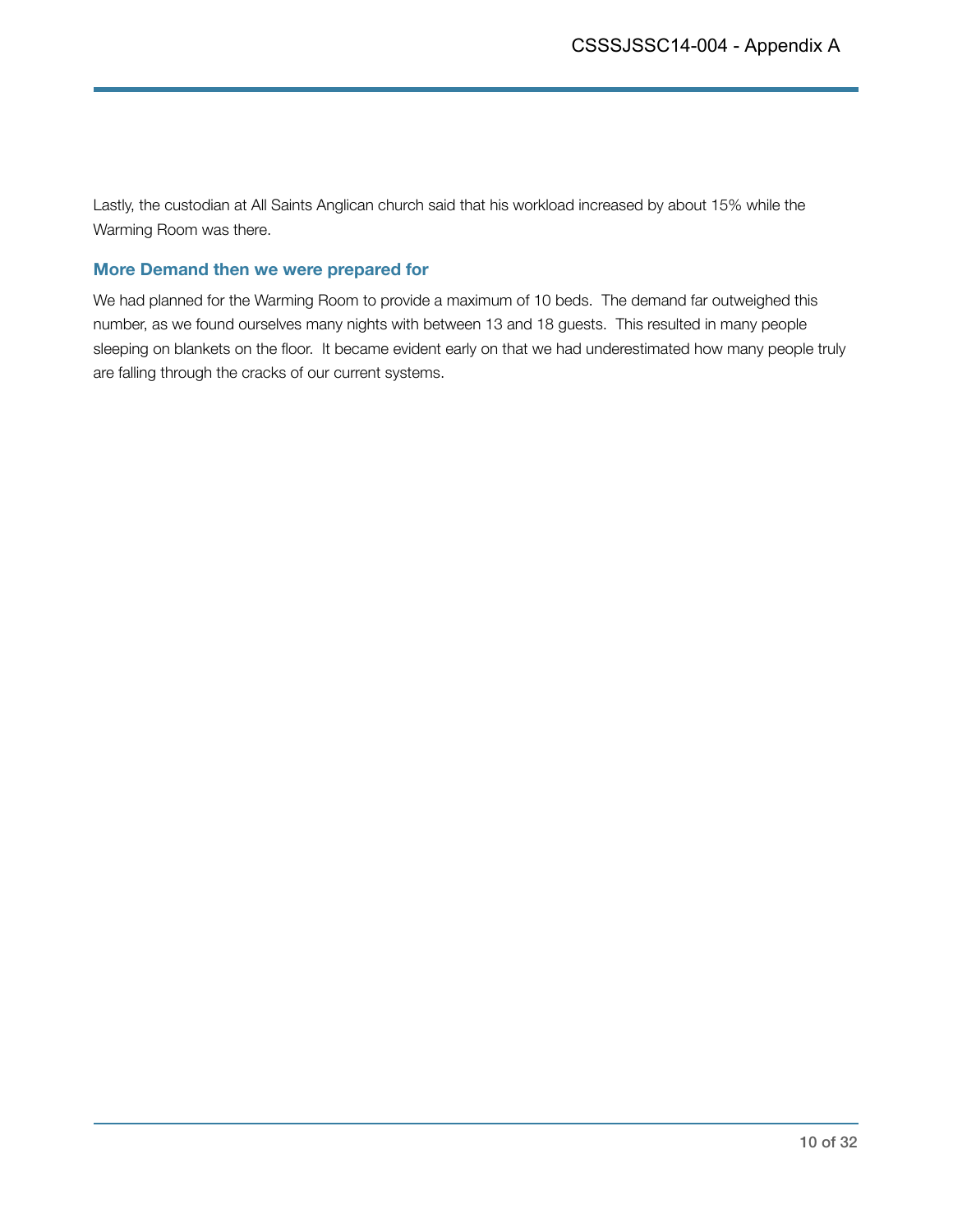Lastly, the custodian at All Saints Anglican church said that his workload increased by about 15% while the Warming Room was there.

### More Demand then we were prepared for

We had planned for the Warming Room to provide a maximum of 10 beds. The demand far outweighed this number, as we found ourselves many nights with between 13 and 18 guests. This resulted in many people sleeping on blankets on the floor. It became evident early on that we had underestimated how many people truly are falling through the cracks of our current systems.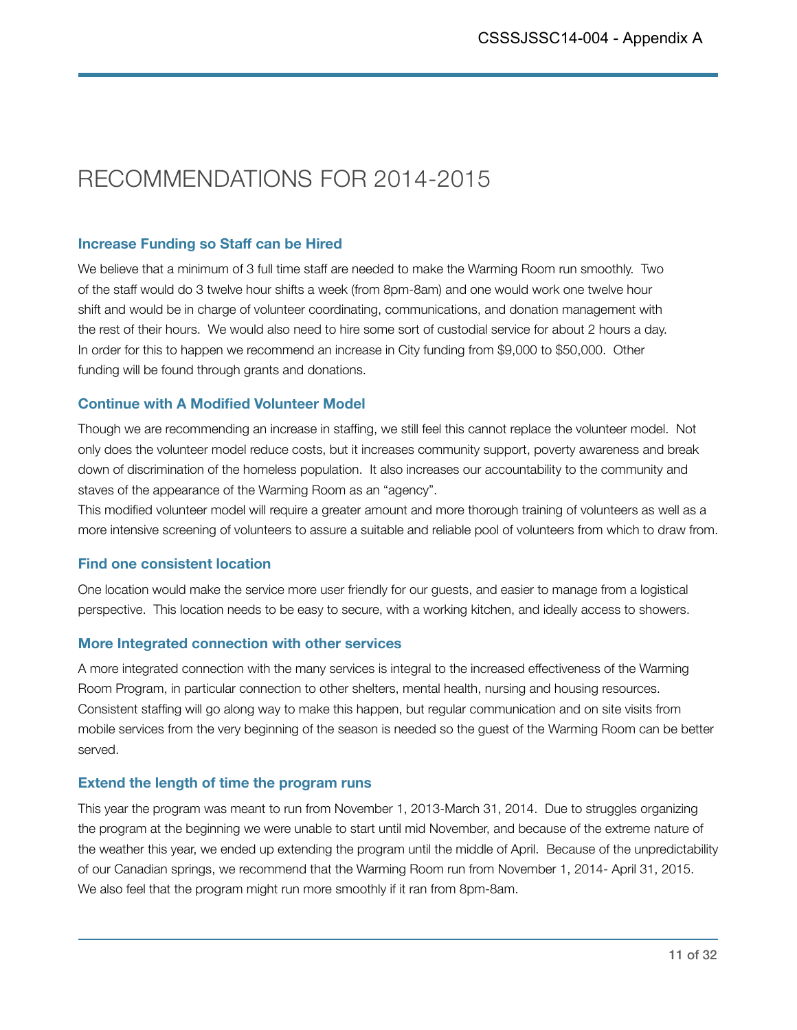# RECOMMENDATIONS FOR 2014-2015

### Increase Funding so Staff can be Hired

We believe that a minimum of 3 full time staff are needed to make the Warming Room run smoothly. Two of the staff would do 3 twelve hour shifts a week (from 8pm-8am) and one would work one twelve hour shift and would be in charge of volunteer coordinating, communications, and donation management with the rest of their hours. We would also need to hire some sort of custodial service for about 2 hours a day. In order for this to happen we recommend an increase in City funding from $9,000 to $50,000. Other funding will be found through grants and donations.

### Continue with A Modified Volunteer Model

Though we are recommending an increase in staffing, we still feel this cannot replace the volunteer model. Not only does the volunteer model reduce costs, but it increases community support, poverty awareness and break down of discrimination of the homeless population. It also increases our accountability to the community and staves of the appearance of the Warming Room as an "agency".

This modified volunteer model will require a greater amount and more thorough training of volunteers as well as a more intensive screening of volunteers to assure a suitable and reliable pool of volunteers from which to draw from.

### Find one consistent location

One location would make the service more user friendly for our guests, and easier to manage from a logistical perspective. This location needs to be easy to secure, with a working kitchen, and ideally access to showers.

### More Integrated connection with other services

A more integrated connection with the many services is integral to the increased effectiveness of the Warming Room Program, in particular connection to other shelters, mental health, nursing and housing resources. Consistent staffing will go along way to make this happen, but regular communication and on site visits from mobile services from the very beginning of the season is needed so the guest of the Warming Room can be better served.

### Extend the length of time the program runs

This year the program was meant to run from November 1, 2013-March 31, 2014. Due to struggles organizing the program at the beginning we were unable to start until mid November, and because of the extreme nature of the weather this year, we ended up extending the program until the middle of April. Because of the unpredictability of our Canadian springs, we recommend that the Warming Room run from November 1, 2014- April 31, 2015. We also feel that the program might run more smoothly if it ran from 8pm-8am.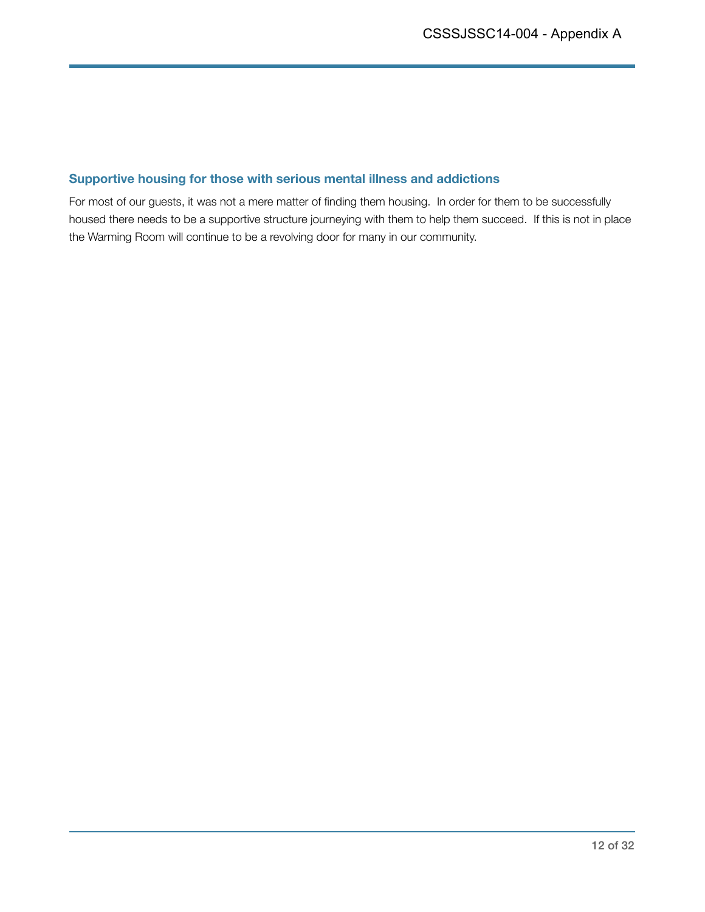## Supportive housing for those with serious mental illness and addictions

For most of our guests, it was not a mere matter of finding them housing. In order for them to be successfully housed there needs to be a supportive structure journeying with them to help them succeed. If this is not in place the Warming Room will continue to be a revolving door for many in our community.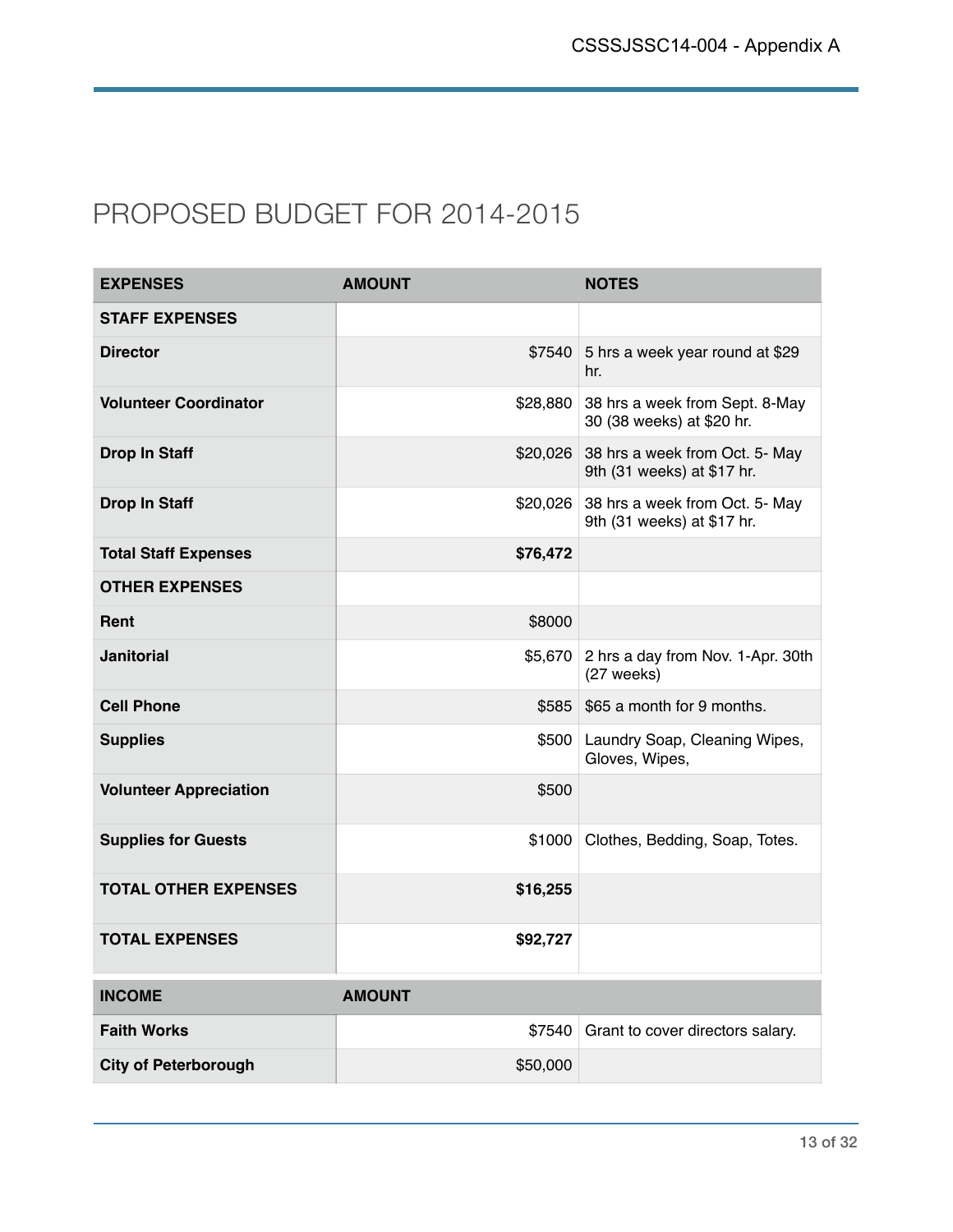# PROPOSED BUDGET FOR 2014-2015

| EXPENSES | AMOUNT | NOTES |
|---|---|---|
| **STAFF EXPENSES** | | |
| **Director** | $7540 | 5 hrs a week year round at $29 hr. |
| **Volunteer Coordinator** | $28,880 | 38 hrs a week from Sept. 8-May 30 (38 weeks) at $20 hr. |
| **Drop In Staff** | $20,026 | 38 hrs a week from Oct. 5- May 9th (31 weeks) at $17 hr. |
| **Drop In Staff** | $20,026 | 38 hrs a week from Oct. 5- May 9th (31 weeks) at $17 hr. |
| **Total Staff Expenses** | **$76,472** | |
| **OTHER EXPENSES** | | |
| **Rent** | $8000 | |
| **Janitorial** | $5,670 | 2 hrs a day from Nov. 1-Apr. 30th (27 weeks) |
| **Cell Phone** | $585 | $65 a month for 9 months. |
| **Supplies** | $500 | Laundry Soap, Cleaning Wipes, Gloves, Wipes, |
| **Volunteer Appreciation** | $500 | |
| **Supplies for Guests** | $1000 | Clothes, Bedding, Soap, Totes. |
| **TOTAL OTHER EXPENSES** | **$16,255** | |
| **TOTAL EXPENSES** | **$92,727** | |

| INCOME | AMOUNT | |
|---|---|---|
| **Faith Works** | $7540 | Grant to cover directors salary. |
| **City of Peterborough** | $50,000 | |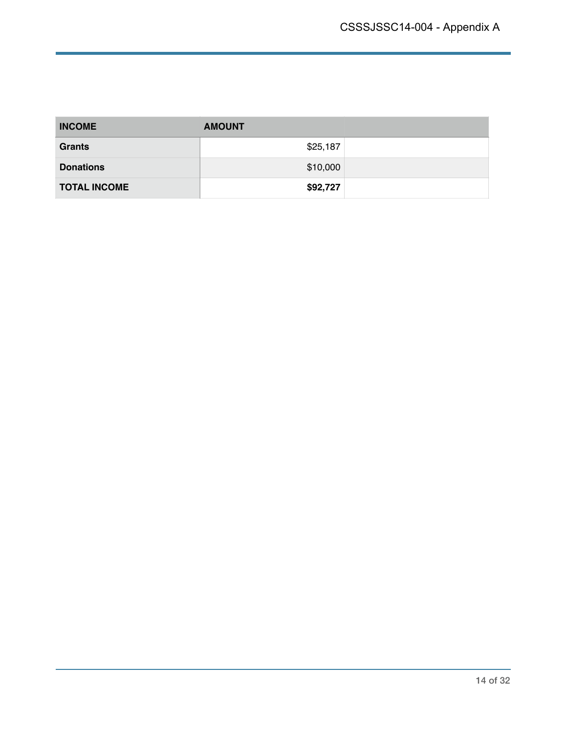| INCOME | AMOUNT | |
|---|---|---|
| **Grants** | $25,187 | |
| **Donations** | $10,000 | |
| **TOTAL INCOME** | **$92,727** | |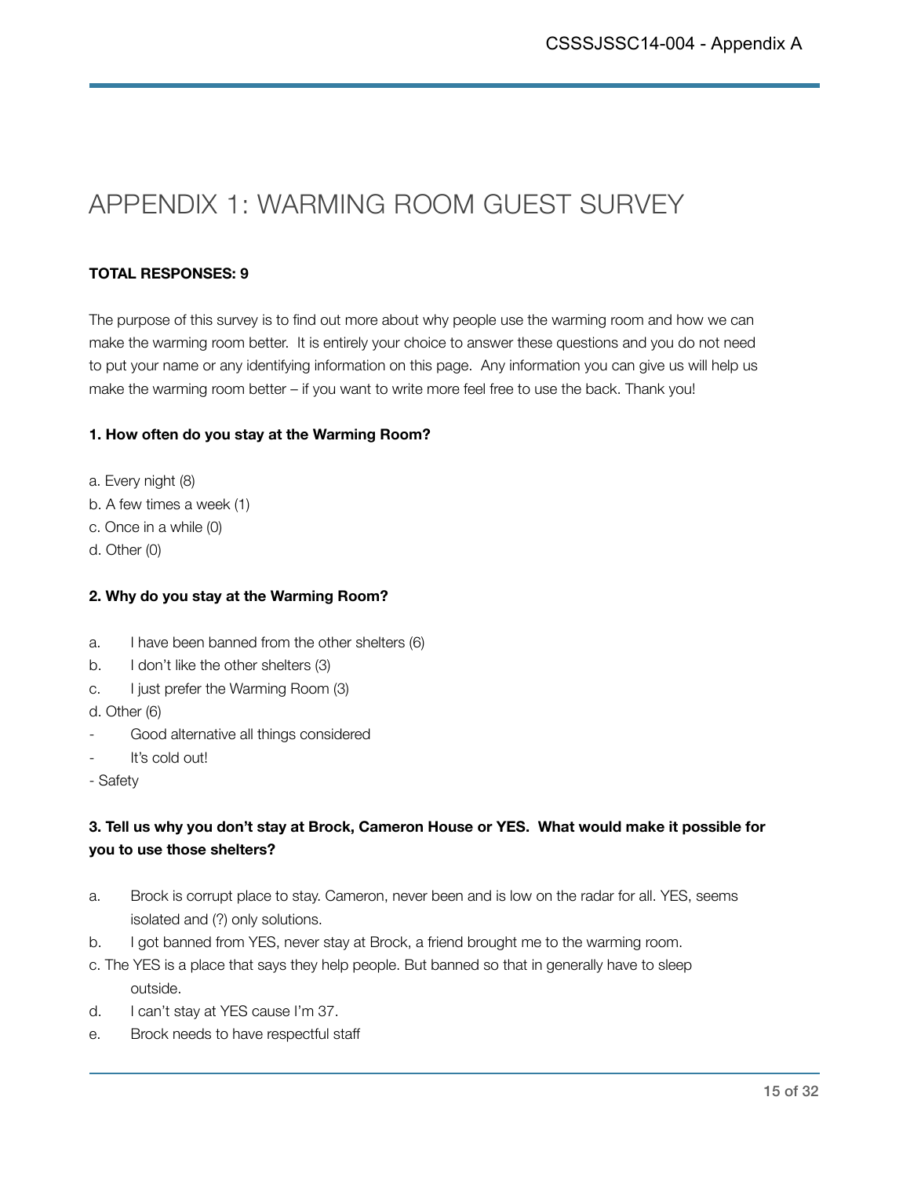# APPENDIX 1: WARMING ROOM GUEST SURVEY

**TOTAL RESPONSES: 9**

The purpose of this survey is to find out more about why people use the warming room and how we can make the warming room better. It is entirely your choice to answer these questions and you do not need to put your name or any identifying information on this page. Any information you can give us will help us make the warming room better – if you want to write more feel free to use the back. Thank you!

**1. How often do you stay at the Warming Room?**

a. Every night (8)
b. A few times a week (1)
c. Once in a while (0)
d. Other (0)

**2. Why do you stay at the Warming Room?**

a. I have been banned from the other shelters (6)
b. I don't like the other shelters (3)
c. I just prefer the Warming Room (3)
d. Other (6)
- Good alternative all things considered
- It's cold out!
- Safety

**3. Tell us why you don't stay at Brock, Cameron House or YES. What would make it possible for you to use those shelters?**

a. Brock is corrupt place to stay. Cameron, never been and is low on the radar for all. YES, seems isolated and (?) only solutions.
b. I got banned from YES, never stay at Brock, a friend brought me to the warming room.
c. The YES is a place that says they help people. But banned so that in generally have to sleep outside.
d. I can't stay at YES cause I'm 37.
e. Brock needs to have respectful staff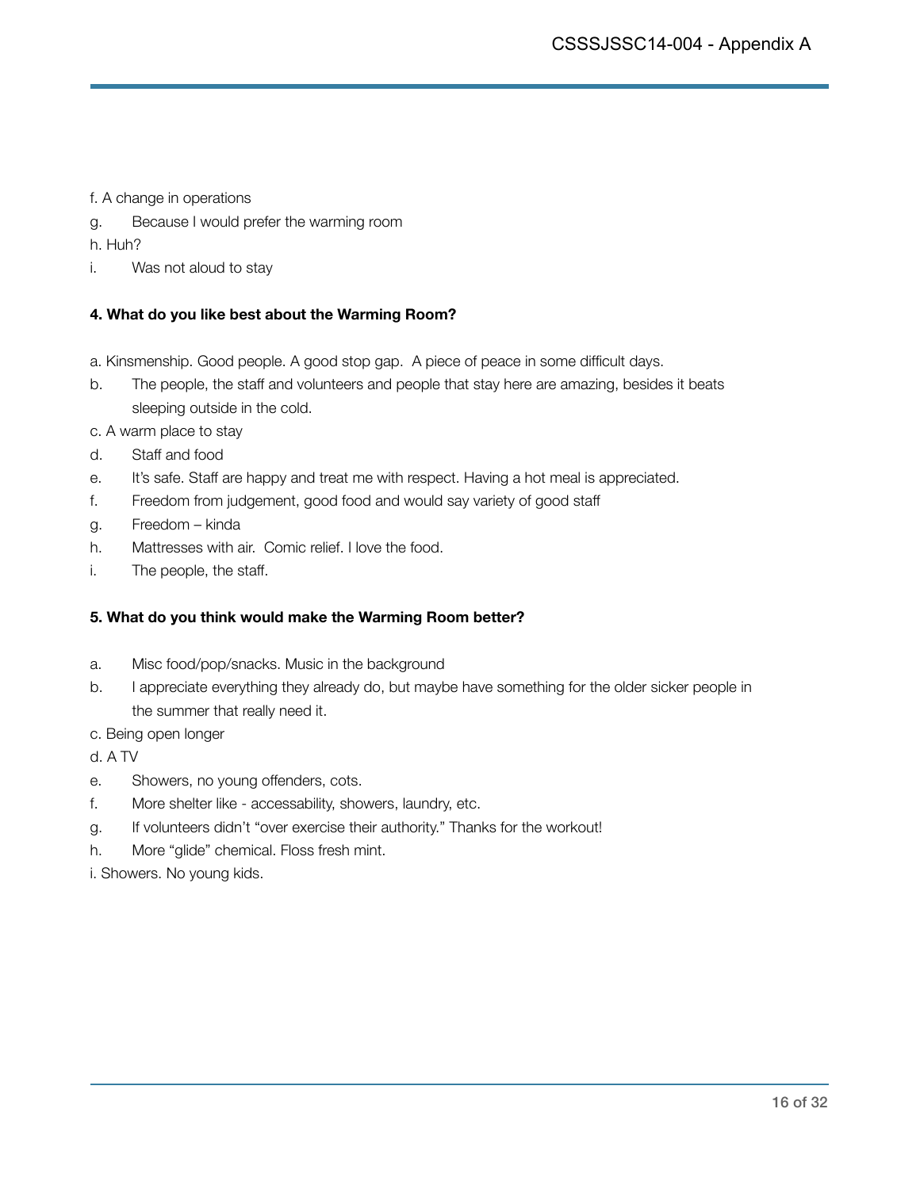f. A change in operations

g. Because I would prefer the warming room

h. Huh?

i. Was not aloud to stay

**4. What do you like best about the Warming Room?**

a. Kinsmenship. Good people. A good stop gap. A piece of peace in some difficult days.

b. The people, the staff and volunteers and people that stay here are amazing, besides it beats sleeping outside in the cold.

c. A warm place to stay

d. Staff and food

e. It's safe. Staff are happy and treat me with respect. Having a hot meal is appreciated.

f. Freedom from judgement, good food and would say variety of good staff

g. Freedom – kinda

h. Mattresses with air. Comic relief. I love the food.

i. The people, the staff.

**5. What do you think would make the Warming Room better?**

a. Misc food/pop/snacks. Music in the background

b. I appreciate everything they already do, but maybe have something for the older sicker people in the summer that really need it.

c. Being open longer

d. A TV

e. Showers, no young offenders, cots.

f. More shelter like - accessability, showers, laundry, etc.

g. If volunteers didn't "over exercise their authority." Thanks for the workout!

h. More "glide" chemical. Floss fresh mint.

i. Showers. No young kids.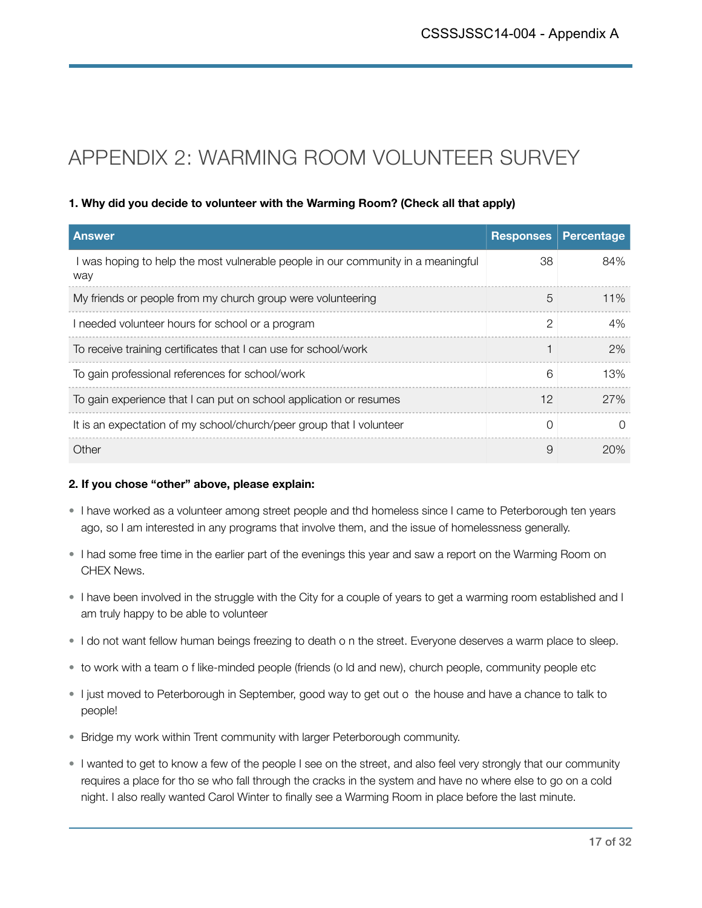# APPENDIX 2: WARMING ROOM VOLUNTEER SURVEY

**1. Why did you decide to volunteer with the Warming Room? (Check all that apply)**

| Answer | Responses | Percentage |
|---|---|---|
| I was hoping to help the most vulnerable people in our community in a meaningful way | 38 | 84% |
| My friends or people from my church group were volunteering | 5 | 11% |
| I needed volunteer hours for school or a program | 2 | 4% |
| To receive training certificates that I can use for school/work | 1 | 2% |
| To gain professional references for school/work | 6 | 13% |
| To gain experience that I can put on school application or resumes | 12 | 27% |
| It is an expectation of my school/church/peer group that I volunteer | 0 | 0 |
| Other | 9 | 20% |

**2. If you chose "other" above, please explain:**

- I have worked as a volunteer among street people and thd homeless since I came to Peterborough ten years ago, so I am interested in any programs that involve them, and the issue of homelessness generally.
- I had some free time in the earlier part of the evenings this year and saw a report on the Warming Room on CHEX News.
- I have been involved in the struggle with the City for a couple of years to get a warming room established and I am truly happy to be able to volunteer
- I do not want fellow human beings freezing to death o n the street. Everyone deserves a warm place to sleep.
- to work with a team o f like-minded people (friends (o ld and new), church people, community people etc
- I just moved to Peterborough in September, good way to get out o the house and have a chance to talk to people!
- Bridge my work within Trent community with larger Peterborough community.
- I wanted to get to know a few of the people I see on the street, and also feel very strongly that our community requires a place for tho se who fall through the cracks in the system and have no where else to go on a cold night. I also really wanted Carol Winter to finally see a Warming Room in place before the last minute.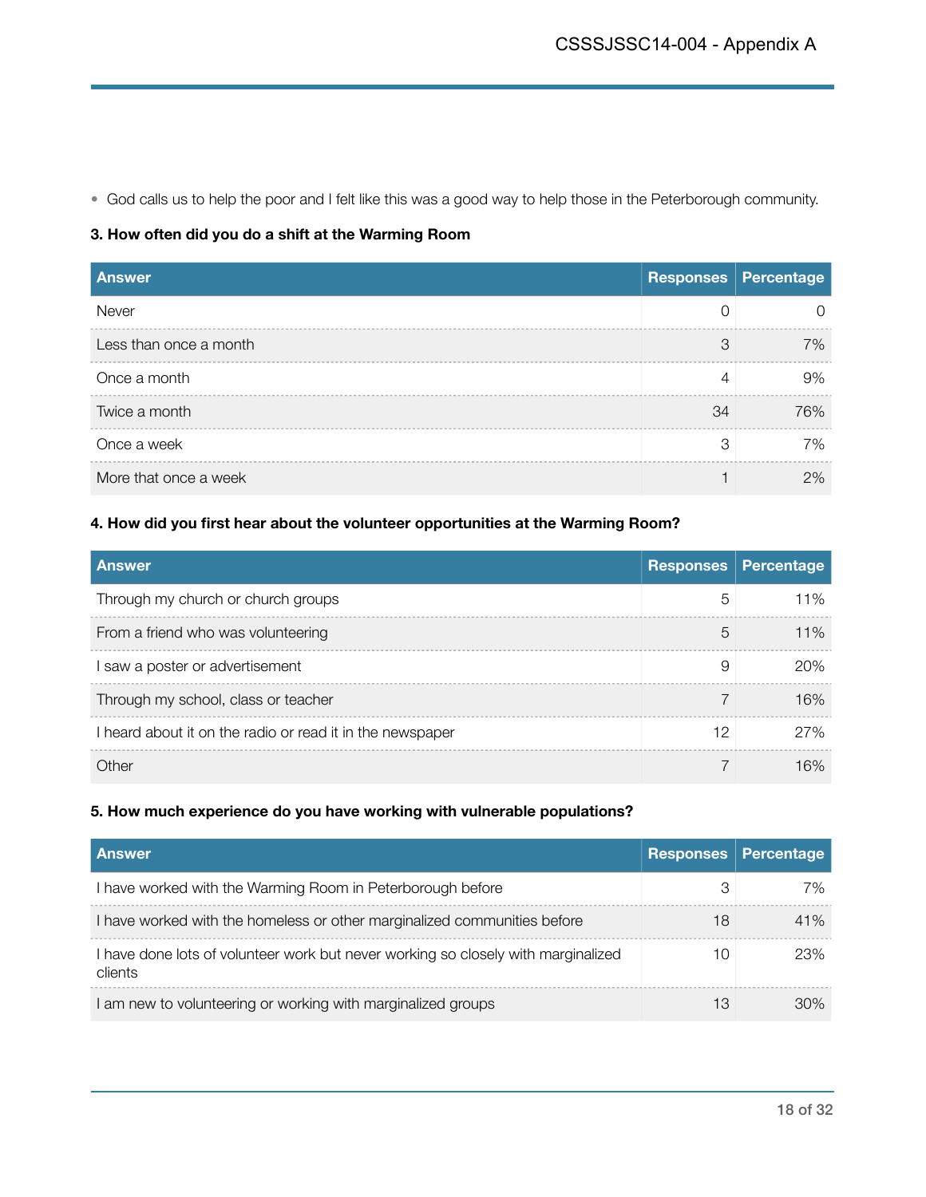- God calls us to help the poor and I felt like this was a good way to help those in the Peterborough community.

**3. How often did you do a shift at the Warming Room**

| Answer | Responses | Percentage |
|---|---|---|
| Never | 0 | 0 |
| Less than once a month | 3 | 7% |
| Once a month | 4 | 9% |
| Twice a month | 34 | 76% |
| Once a week | 3 | 7% |
| More that once a week | 1 | 2% |

**4. How did you first hear about the volunteer opportunities at the Warming Room?**

| Answer | Responses | Percentage |
|---|---|---|
| Through my church or church groups | 5 | 11% |
| From a friend who was volunteering | 5 | 11% |
| I saw a poster or advertisement | 9 | 20% |
| Through my school, class or teacher | 7 | 16% |
| I heard about it on the radio or read it in the newspaper | 12 | 27% |
| Other | 7 | 16% |

**5. How much experience do you have working with vulnerable populations?**

| Answer | Responses | Percentage |
|---|---|---|
| I have worked with the Warming Room in Peterborough before | 3 | 7% |
| I have worked with the homeless or other marginalized communities before | 18 | 41% |
| I have done lots of volunteer work but never working so closely with marginalized clients | 10 | 23% |
| I am new to volunteering or working with marginalized groups | 13 | 30% |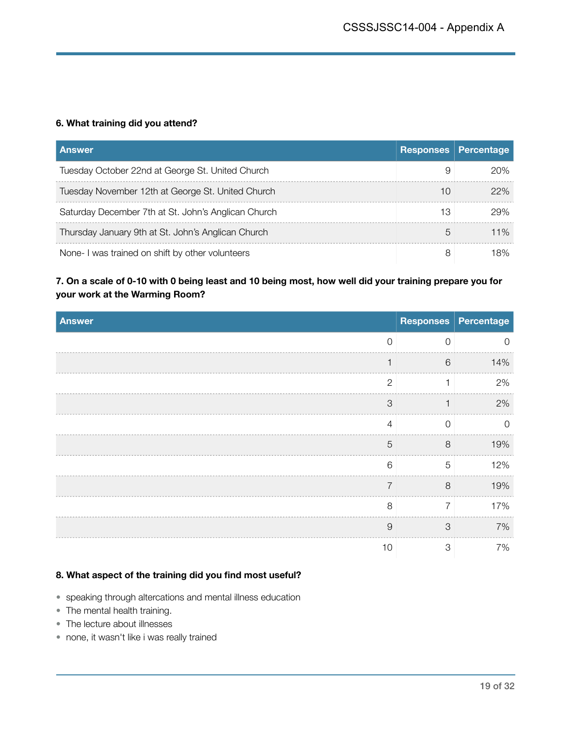**6. What training did you attend?**

| Answer | Responses | Percentage |
|---|---|---|
| Tuesday October 22nd at George St. United Church | 9 | 20% |
| Tuesday November 12th at George St. United Church | 10 | 22% |
| Saturday December 7th at St. John's Anglican Church | 13 | 29% |
| Thursday January 9th at St. John's Anglican Church | 5 | 11% |
| None- I was trained on shift by other volunteers | 8 | 18% |

**7. On a scale of 0-10 with 0 being least and 10 being most, how well did your training prepare you for your work at the Warming Room?**

| Answer | Responses | Percentage |
|---|---|---|
| 0 | 0 | 0 |
| 1 | 6 | 14% |
| 2 | 1 | 2% |
| 3 | 1 | 2% |
| 4 | 0 | 0 |
| 5 | 8 | 19% |
| 6 | 5 | 12% |
| 7 | 8 | 19% |
| 8 | 7 | 17% |
| 9 | 3 | 7% |
| 10 | 3 | 7% |

**8. What aspect of the training did you find most useful?**

- speaking through altercations and mental illness education
- The mental health training.
- The lecture about illnesses
- none, it wasn't like i was really trained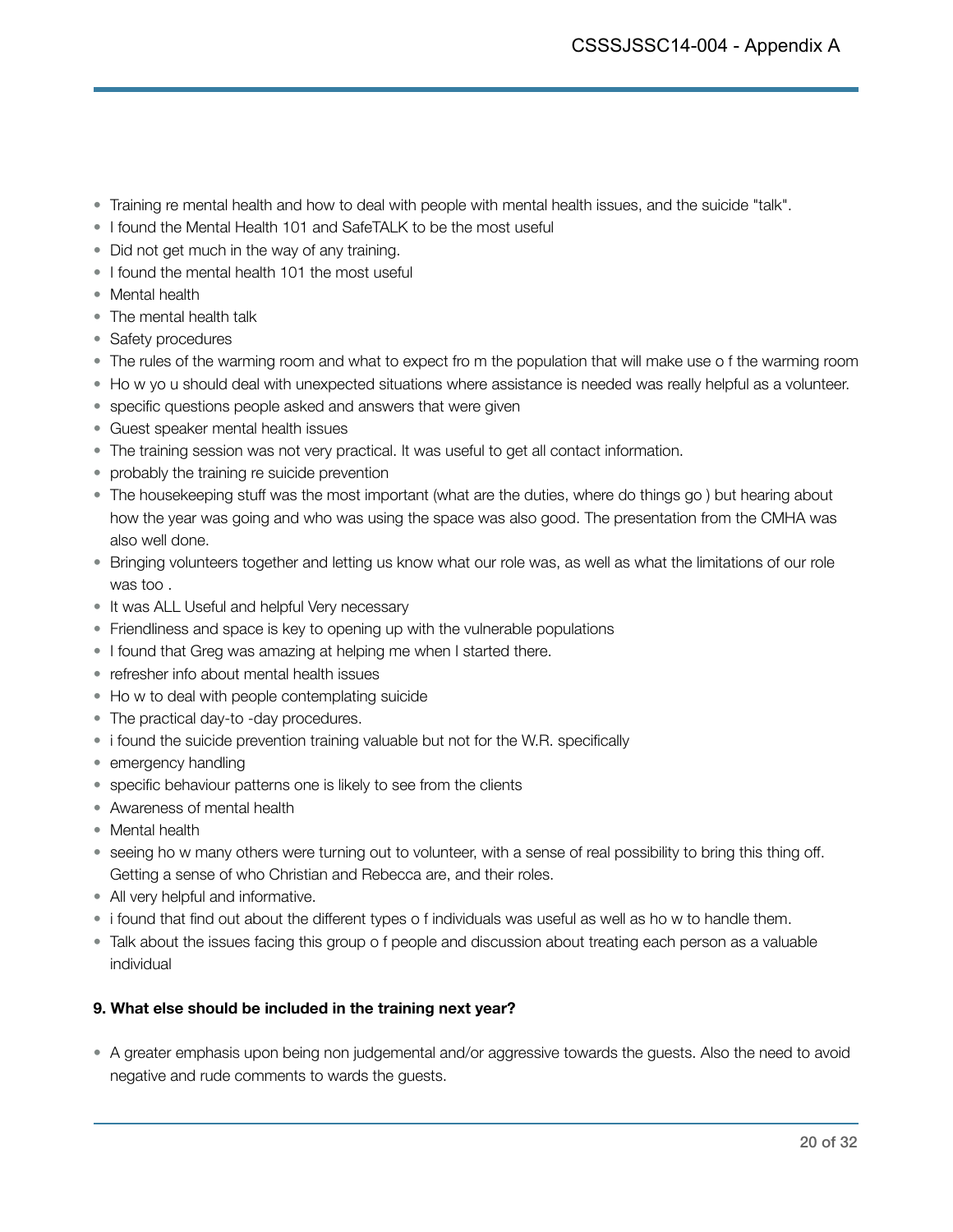- Training re mental health and how to deal with people with mental health issues, and the suicide "talk".
- I found the Mental Health 101 and SafeTALK to be the most useful
- Did not get much in the way of any training.
- I found the mental health 101 the most useful
- Mental health
- The mental health talk
- Safety procedures
- The rules of the warming room and what to expect fro m the population that will make use o f the warming room
- Ho w yo u should deal with unexpected situations where assistance is needed was really helpful as a volunteer.
- specific questions people asked and answers that were given
- Guest speaker mental health issues
- The training session was not very practical. It was useful to get all contact information.
- probably the training re suicide prevention
- The housekeeping stuff was the most important (what are the duties, where do things go ) but hearing about how the year was going and who was using the space was also good. The presentation from the CMHA was also well done.
- Bringing volunteers together and letting us know what our role was, as well as what the limitations of our role was too .
- It was ALL Useful and helpful Very necessary
- Friendliness and space is key to opening up with the vulnerable populations
- I found that Greg was amazing at helping me when I started there.
- refresher info about mental health issues
- Ho w to deal with people contemplating suicide
- The practical day-to -day procedures.
- i found the suicide prevention training valuable but not for the W.R. specifically
- emergency handling
- specific behaviour patterns one is likely to see from the clients
- Awareness of mental health
- Mental health
- seeing ho w many others were turning out to volunteer, with a sense of real possibility to bring this thing off. Getting a sense of who Christian and Rebecca are, and their roles.
- All very helpful and informative.
- i found that find out about the different types o f individuals was useful as well as ho w to handle them.
- Talk about the issues facing this group o f people and discussion about treating each person as a valuable individual

**9. What else should be included in the training next year?**

- A greater emphasis upon being non judgemental and/or aggressive towards the guests. Also the need to avoid negative and rude comments to wards the guests.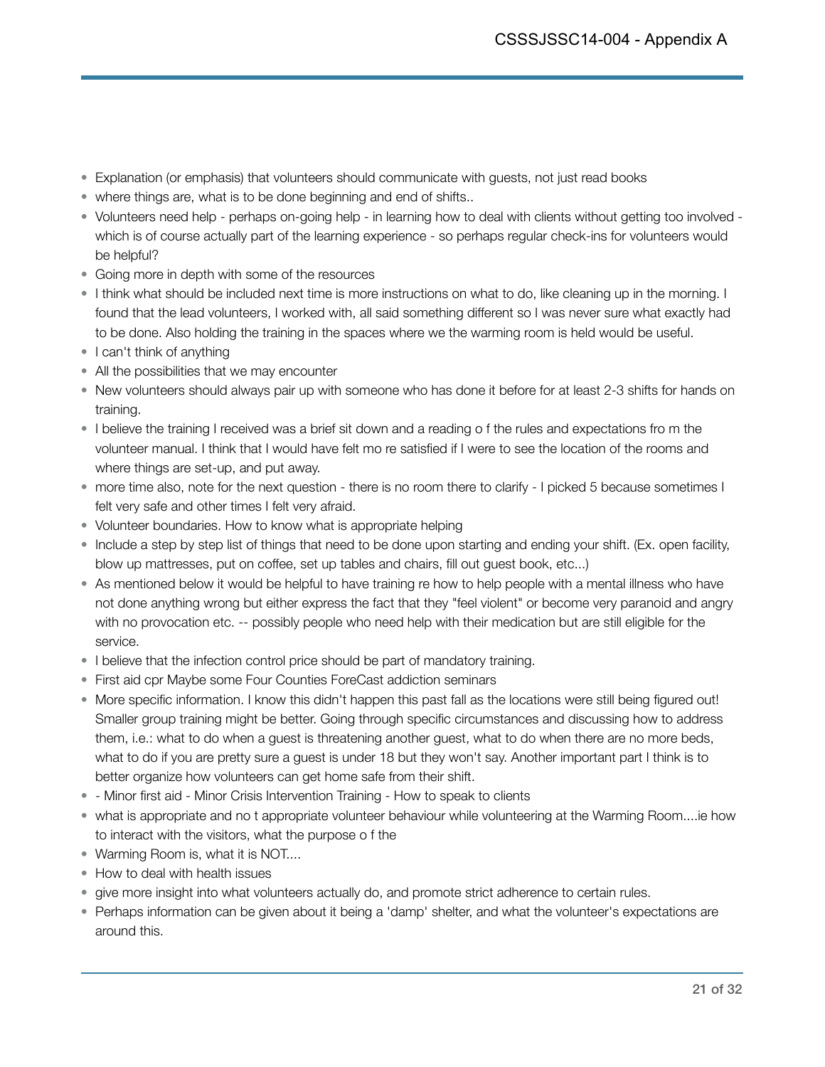- Explanation (or emphasis) that volunteers should communicate with guests, not just read books
- where things are, what is to be done beginning and end of shifts..
- Volunteers need help - perhaps on-going help - in learning how to deal with clients without getting too involved - which is of course actually part of the learning experience - so perhaps regular check-ins for volunteers would be helpful?
- Going more in depth with some of the resources
- I think what should be included next time is more instructions on what to do, like cleaning up in the morning. I found that the lead volunteers, I worked with, all said something different so I was never sure what exactly had to be done. Also holding the training in the spaces where we the warming room is held would be useful.
- I can't think of anything
- All the possibilities that we may encounter
- New volunteers should always pair up with someone who has done it before for at least 2-3 shifts for hands on training.
- I believe the training I received was a brief sit down and a reading o f the rules and expectations fro m the volunteer manual. I think that I would have felt mo re satisfied if I were to see the location of the rooms and where things are set-up, and put away.
- more time also, note for the next question - there is no room there to clarify - I picked 5 because sometimes I felt very safe and other times I felt very afraid.
- Volunteer boundaries. How to know what is appropriate helping
- Include a step by step list of things that need to be done upon starting and ending your shift. (Ex. open facility, blow up mattresses, put on coffee, set up tables and chairs, fill out guest book, etc...)
- As mentioned below it would be helpful to have training re how to help people with a mental illness who have not done anything wrong but either express the fact that they "feel violent" or become very paranoid and angry with no provocation etc. -- possibly people who need help with their medication but are still eligible for the service.
- I believe that the infection control price should be part of mandatory training.
- First aid cpr Maybe some Four Counties ForeCast addiction seminars
- More specific information. I know this didn't happen this past fall as the locations were still being figured out! Smaller group training might be better. Going through specific circumstances and discussing how to address them, i.e.: what to do when a guest is threatening another guest, what to do when there are no more beds, what to do if you are pretty sure a guest is under 18 but they won't say. Another important part I think is to better organize how volunteers can get home safe from their shift.
- - Minor first aid - Minor Crisis Intervention Training - How to speak to clients
- what is appropriate and no t appropriate volunteer behaviour while volunteering at the Warming Room....ie how to interact with the visitors, what the purpose o f the
- Warming Room is, what it is NOT....
- How to deal with health issues
- give more insight into what volunteers actually do, and promote strict adherence to certain rules.
- Perhaps information can be given about it being a 'damp' shelter, and what the volunteer's expectations are around this.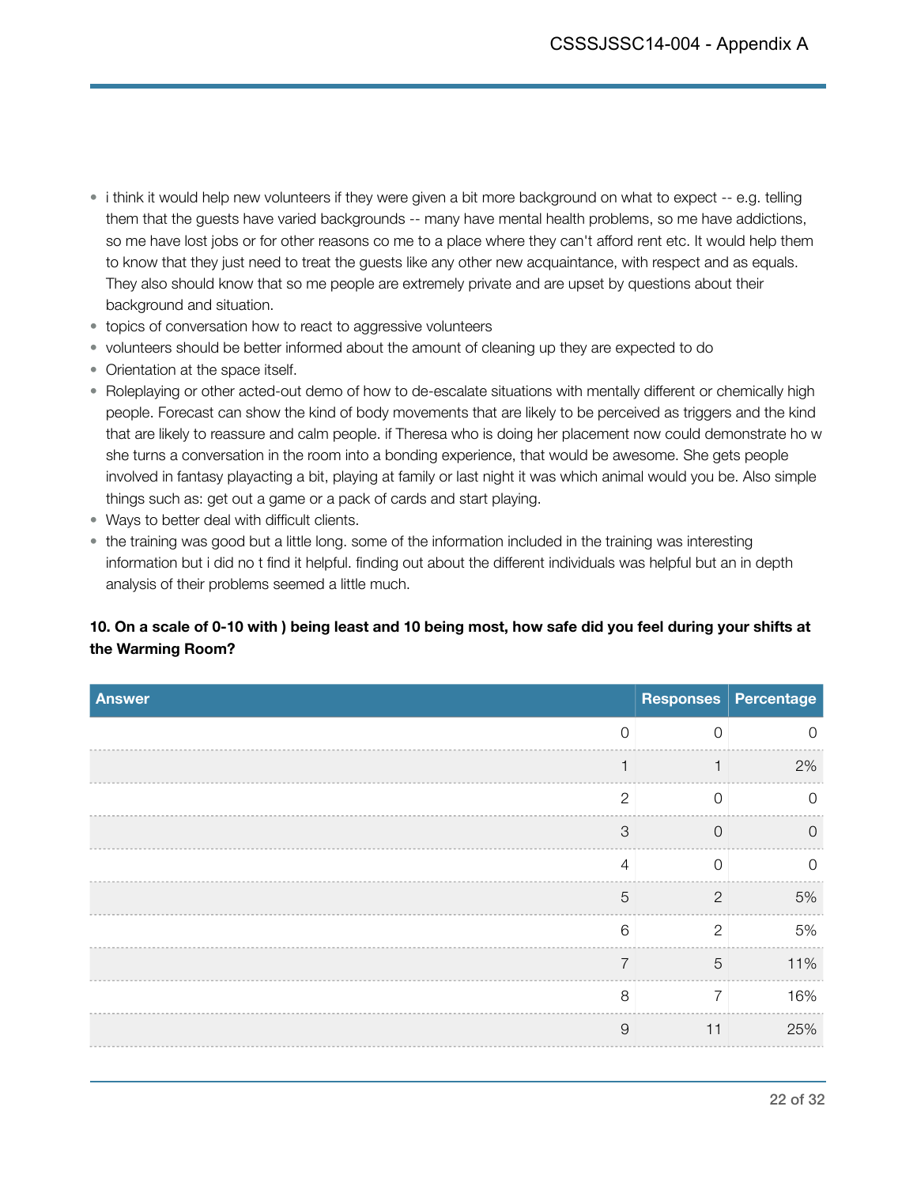- i think it would help new volunteers if they were given a bit more background on what to expect -- e.g. telling them that the guests have varied backgrounds -- many have mental health problems, so me have addictions, so me have lost jobs or for other reasons co me to a place where they can't afford rent etc. It would help them to know that they just need to treat the guests like any other new acquaintance, with respect and as equals. They also should know that so me people are extremely private and are upset by questions about their background and situation.
- topics of conversation how to react to aggressive volunteers
- volunteers should be better informed about the amount of cleaning up they are expected to do
- Orientation at the space itself.
- Roleplaying or other acted-out demo of how to de-escalate situations with mentally different or chemically high people. Forecast can show the kind of body movements that are likely to be perceived as triggers and the kind that are likely to reassure and calm people. if Theresa who is doing her placement now could demonstrate ho w she turns a conversation in the room into a bonding experience, that would be awesome. She gets people involved in fantasy playacting a bit, playing at family or last night it was which animal would you be. Also simple things such as: get out a game or a pack of cards and start playing.
- Ways to better deal with difficult clients.
- the training was good but a little long. some of the information included in the training was interesting information but i did no t find it helpful. finding out about the different individuals was helpful but an in depth analysis of their problems seemed a little much.

**10. On a scale of 0-10 with ) being least and 10 being most, how safe did you feel during your shifts at the Warming Room?**

| Answer | Responses | Percentage |
|---:|---:|---:|
| 0 | 0 | 0 |
| 1 | 1 | 2% |
| 2 | 0 | 0 |
| 3 | 0 | 0 |
| 4 | 0 | 0 |
| 5 | 2 | 5% |
| 6 | 2 | 5% |
| 7 | 5 | 11% |
| 8 | 7 | 16% |
| 9 | 11 | 25% |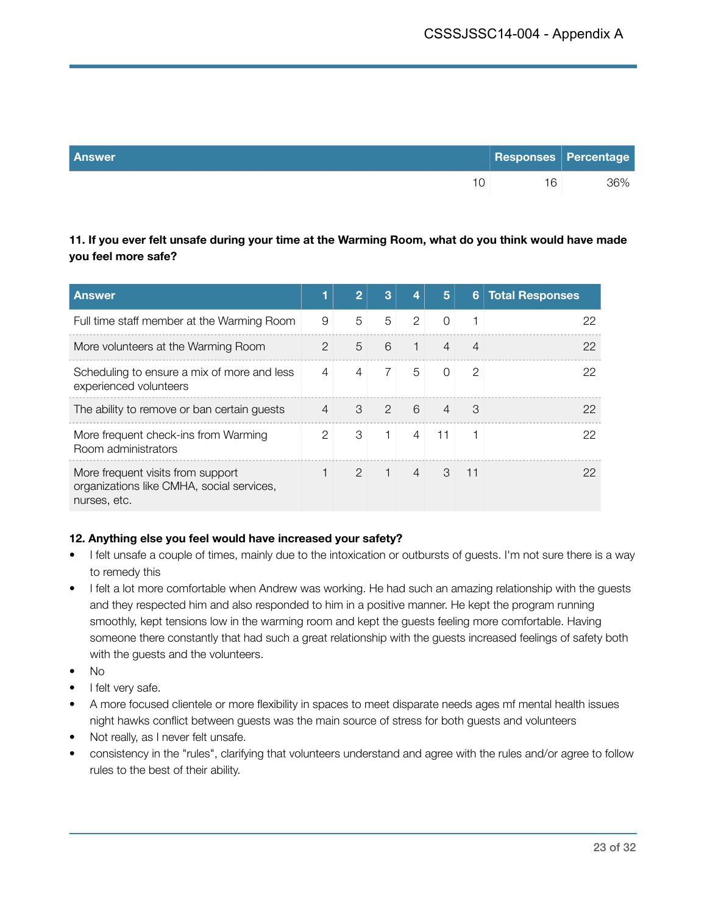| Answer | Responses | Percentage |
|---|---|---|
| 10 | 16 | 36% |

**11. If you ever felt unsafe during your time at the Warming Room, what do you think would have made you feel more safe?**

| Answer | 1 | 2 | 3 | 4 | 5 | 6 | Total Responses |
|---|---|---|---|---|---|---|---|
| Full time staff member at the Warming Room | 9 | 5 | 5 | 2 | 0 | 1 | 22 |
| More volunteers at the Warming Room | 2 | 5 | 6 | 1 | 4 | 4 | 22 |
| Scheduling to ensure a mix of more and less experienced volunteers | 4 | 4 | 7 | 5 | 0 | 2 | 22 |
| The ability to remove or ban certain guests | 4 | 3 | 2 | 6 | 4 | 3 | 22 |
| More frequent check-ins from Warming Room administrators | 2 | 3 | 1 | 4 | 11 | 1 | 22 |
| More frequent visits from support organizations like CMHA, social services, nurses, etc. | 1 | 2 | 1 | 4 | 3 | 11 | 22 |

**12. Anything else you feel would have increased your safety?**

- I felt unsafe a couple of times, mainly due to the intoxication or outbursts of guests. I'm not sure there is a way to remedy this
- I felt a lot more comfortable when Andrew was working. He had such an amazing relationship with the guests and they respected him and also responded to him in a positive manner. He kept the program running smoothly, kept tensions low in the warming room and kept the guests feeling more comfortable. Having someone there constantly that had such a great relationship with the guests increased feelings of safety both with the guests and the volunteers.
- No
- I felt very safe.
- A more focused clientele or more flexibility in spaces to meet disparate needs ages mf mental health issues night hawks conflict between guests was the main source of stress for both guests and volunteers
- Not really, as I never felt unsafe.
- consistency in the "rules", clarifying that volunteers understand and agree with the rules and/or agree to follow rules to the best of their ability.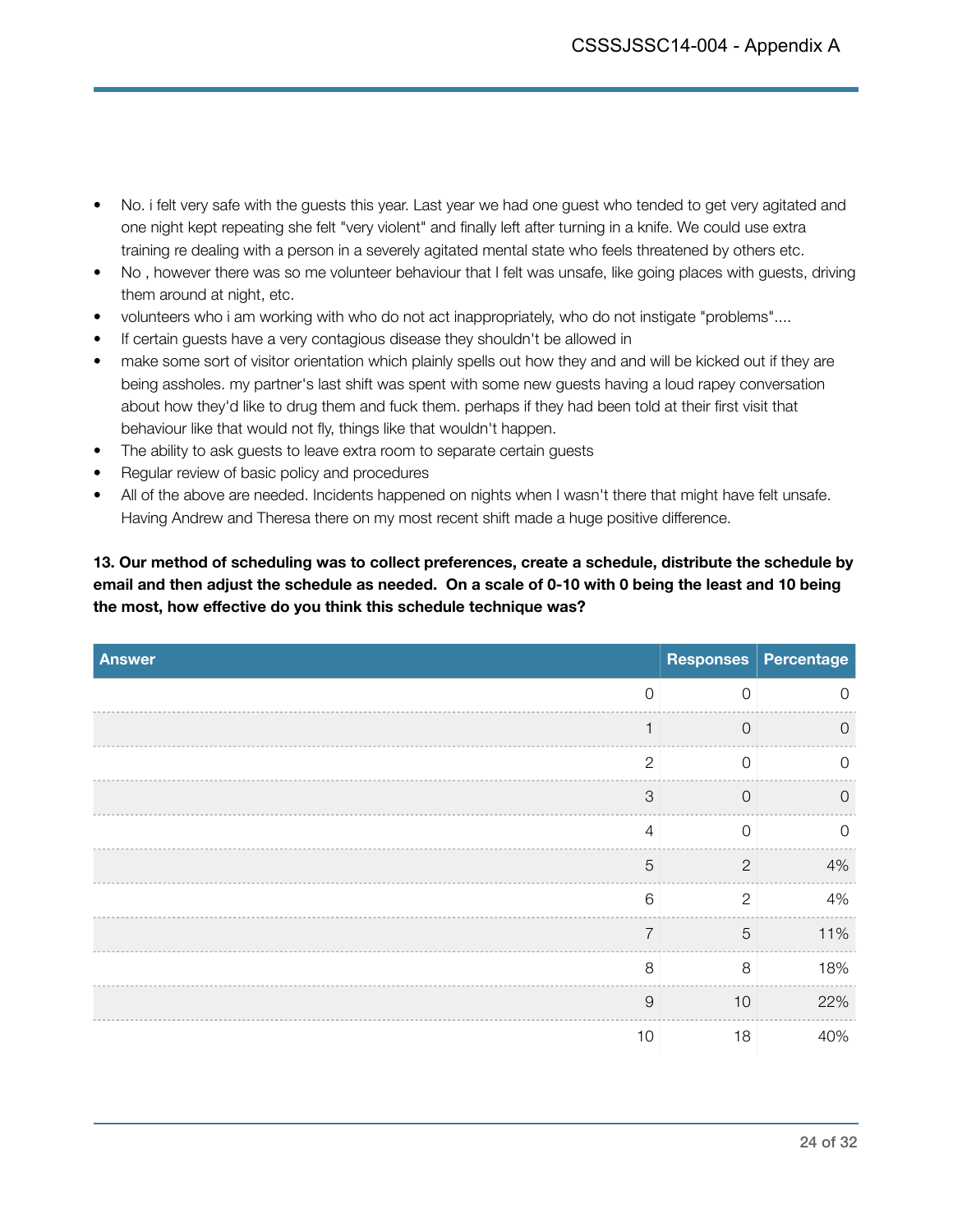- No. i felt very safe with the guests this year. Last year we had one guest who tended to get very agitated and one night kept repeating she felt "very violent" and finally left after turning in a knife. We could use extra training re dealing with a person in a severely agitated mental state who feels threatened by others etc.
- No , however there was so me volunteer behaviour that I felt was unsafe, like going places with guests, driving them around at night, etc.
- volunteers who i am working with who do not act inappropriately, who do not instigate "problems"....
- If certain guests have a very contagious disease they shouldn't be allowed in
- make some sort of visitor orientation which plainly spells out how they and and will be kicked out if they are being assholes. my partner's last shift was spent with some new guests having a loud rapey conversation about how they'd like to drug them and fuck them. perhaps if they had been told at their first visit that behaviour like that would not fly, things like that wouldn't happen.
- The ability to ask guests to leave extra room to separate certain guests
- Regular review of basic policy and procedures
- All of the above are needed. Incidents happened on nights when I wasn't there that might have felt unsafe. Having Andrew and Theresa there on my most recent shift made a huge positive difference.

**13. Our method of scheduling was to collect preferences, create a schedule, distribute the schedule by email and then adjust the schedule as needed. On a scale of 0-10 with 0 being the least and 10 being the most, how effective do you think this schedule technique was?**

| Answer | Responses | Percentage |
|---:|---:|---:|
| 0 | 0 | 0 |
| 1 | 0 | 0 |
| 2 | 0 | 0 |
| 3 | 0 | 0 |
| 4 | 0 | 0 |
| 5 | 2 | 4% |
| 6 | 2 | 4% |
| 7 | 5 | 11% |
| 8 | 8 | 18% |
| 9 | 10 | 22% |
| 10 | 18 | 40% |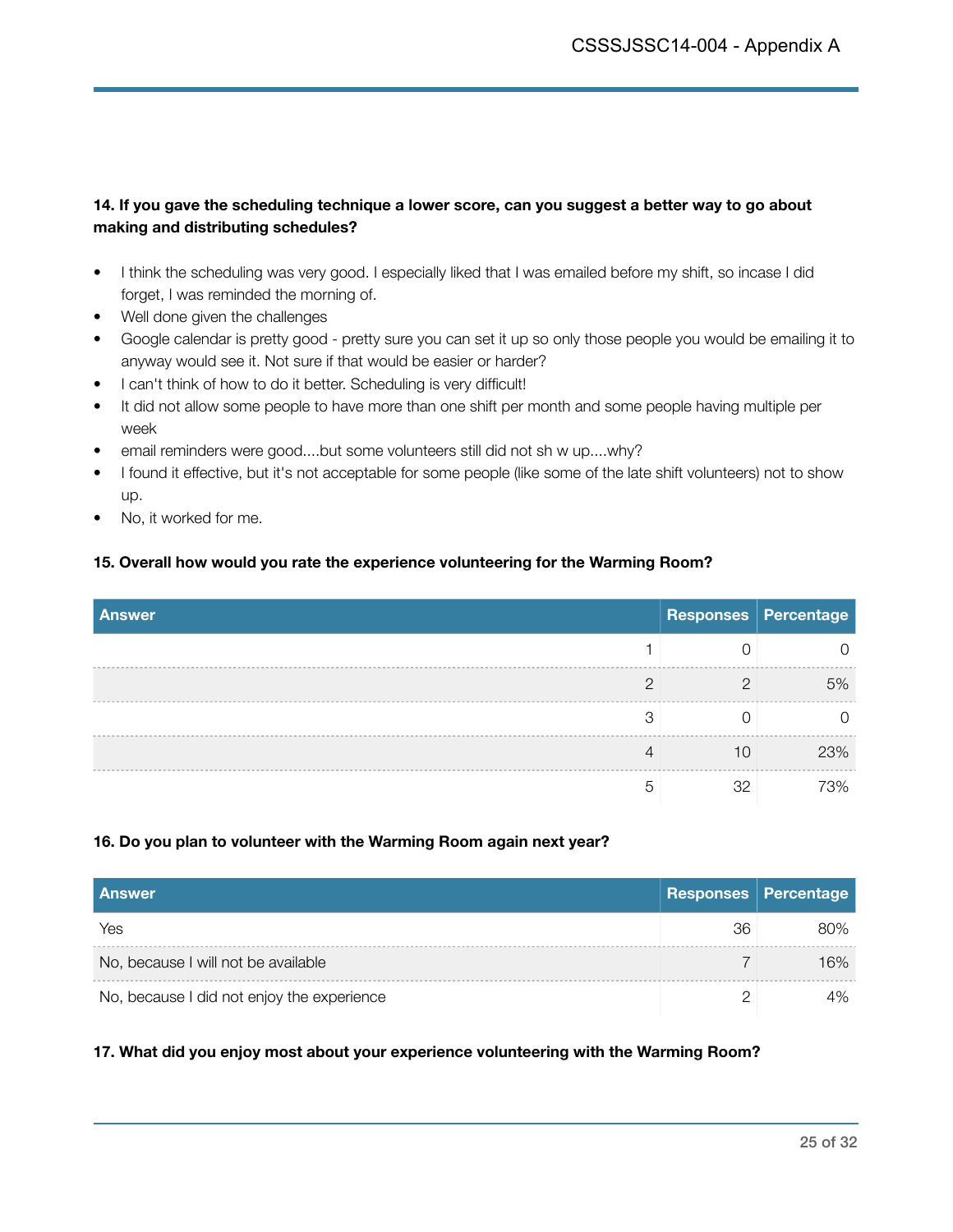**14. If you gave the scheduling technique a lower score, can you suggest a better way to go about making and distributing schedules?**

- I think the scheduling was very good. I especially liked that I was emailed before my shift, so incase I did forget, I was reminded the morning of.
- Well done given the challenges
- Google calendar is pretty good - pretty sure you can set it up so only those people you would be emailing it to anyway would see it. Not sure if that would be easier or harder?
- I can't think of how to do it better. Scheduling is very difficult!
- It did not allow some people to have more than one shift per month and some people having multiple per week
- email reminders were good....but some volunteers still did not sh w up....why?
- I found it effective, but it's not acceptable for some people (like some of the late shift volunteers) not to show up.
- No, it worked for me.

**15. Overall how would you rate the experience volunteering for the Warming Room?**

| Answer | Responses | Percentage |
|---:|---:|---:|
| 1 | 0 | 0 |
| 2 | 2 | 5% |
| 3 | 0 | 0 |
| 4 | 10 | 23% |
| 5 | 32 | 73% |

**16. Do you plan to volunteer with the Warming Room again next year?**

| Answer | Responses | Percentage |
|---|---:|---:|
| Yes | 36 | 80% |
| No, because I will not be available | 7 | 16% |
| No, because I did not enjoy the experience | 2 | 4% |

**17. What did you enjoy most about your experience volunteering with the Warming Room?**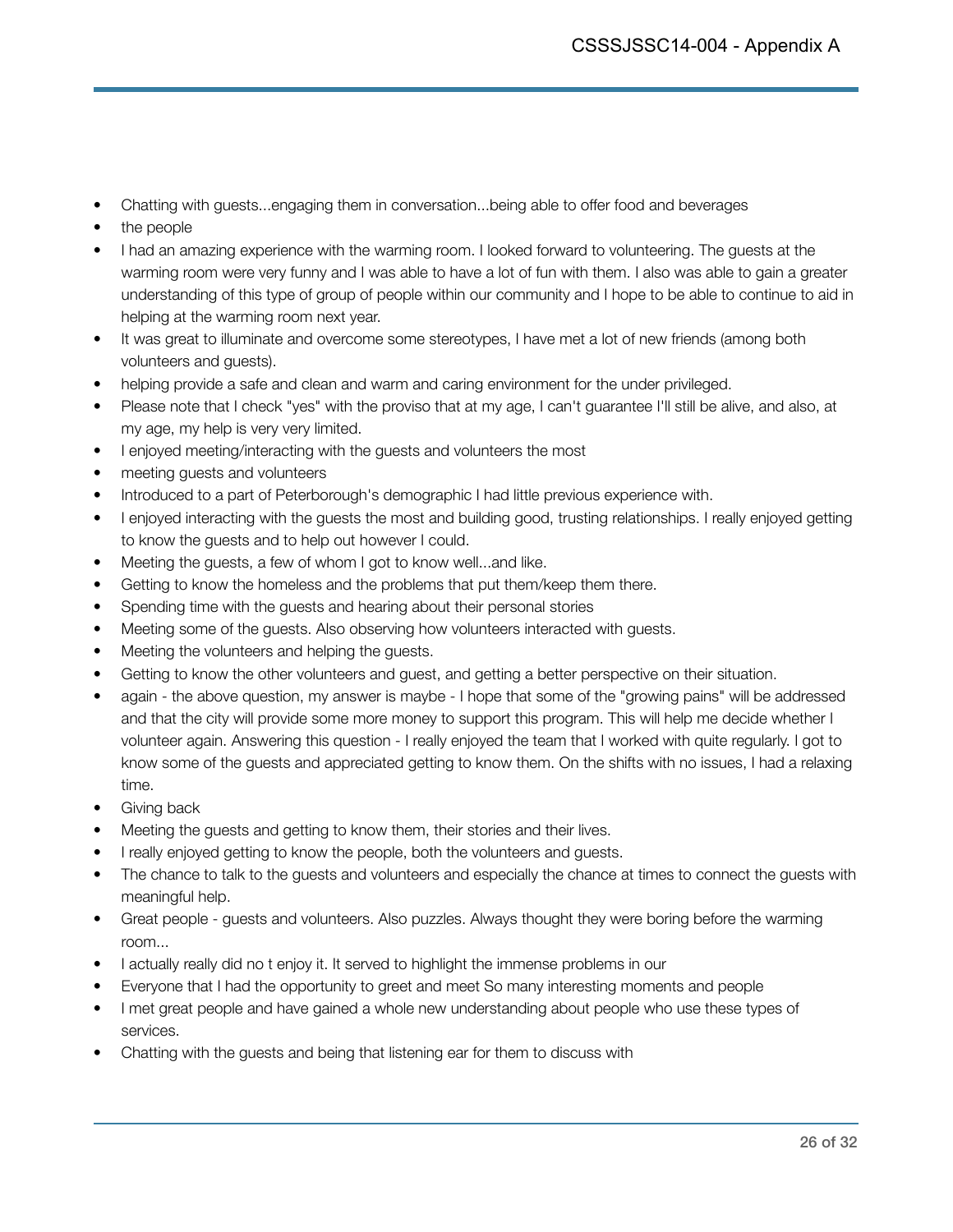- Chatting with guests...engaging them in conversation...being able to offer food and beverages
- the people
- I had an amazing experience with the warming room. I looked forward to volunteering. The guests at the warming room were very funny and I was able to have a lot of fun with them. I also was able to gain a greater understanding of this type of group of people within our community and I hope to be able to continue to aid in helping at the warming room next year.
- It was great to illuminate and overcome some stereotypes, I have met a lot of new friends (among both volunteers and guests).
- helping provide a safe and clean and warm and caring environment for the under privileged.
- Please note that I check "yes" with the proviso that at my age, I can't guarantee I'll still be alive, and also, at my age, my help is very very limited.
- I enjoyed meeting/interacting with the guests and volunteers the most
- meeting guests and volunteers
- Introduced to a part of Peterborough's demographic I had little previous experience with.
- I enjoyed interacting with the guests the most and building good, trusting relationships. I really enjoyed getting to know the guests and to help out however I could.
- Meeting the guests, a few of whom I got to know well...and like.
- Getting to know the homeless and the problems that put them/keep them there.
- Spending time with the guests and hearing about their personal stories
- Meeting some of the guests. Also observing how volunteers interacted with guests.
- Meeting the volunteers and helping the guests.
- Getting to know the other volunteers and guest, and getting a better perspective on their situation.
- again - the above question, my answer is maybe - I hope that some of the "growing pains" will be addressed and that the city will provide some more money to support this program. This will help me decide whether I volunteer again. Answering this question - I really enjoyed the team that I worked with quite regularly. I got to know some of the guests and appreciated getting to know them. On the shifts with no issues, I had a relaxing time.
- Giving back
- Meeting the guests and getting to know them, their stories and their lives.
- I really enjoyed getting to know the people, both the volunteers and guests.
- The chance to talk to the guests and volunteers and especially the chance at times to connect the guests with meaningful help.
- Great people - guests and volunteers. Also puzzles. Always thought they were boring before the warming room...
- I actually really did no t enjoy it. It served to highlight the immense problems in our
- Everyone that I had the opportunity to greet and meet So many interesting moments and people
- I met great people and have gained a whole new understanding about people who use these types of services.
- Chatting with the guests and being that listening ear for them to discuss with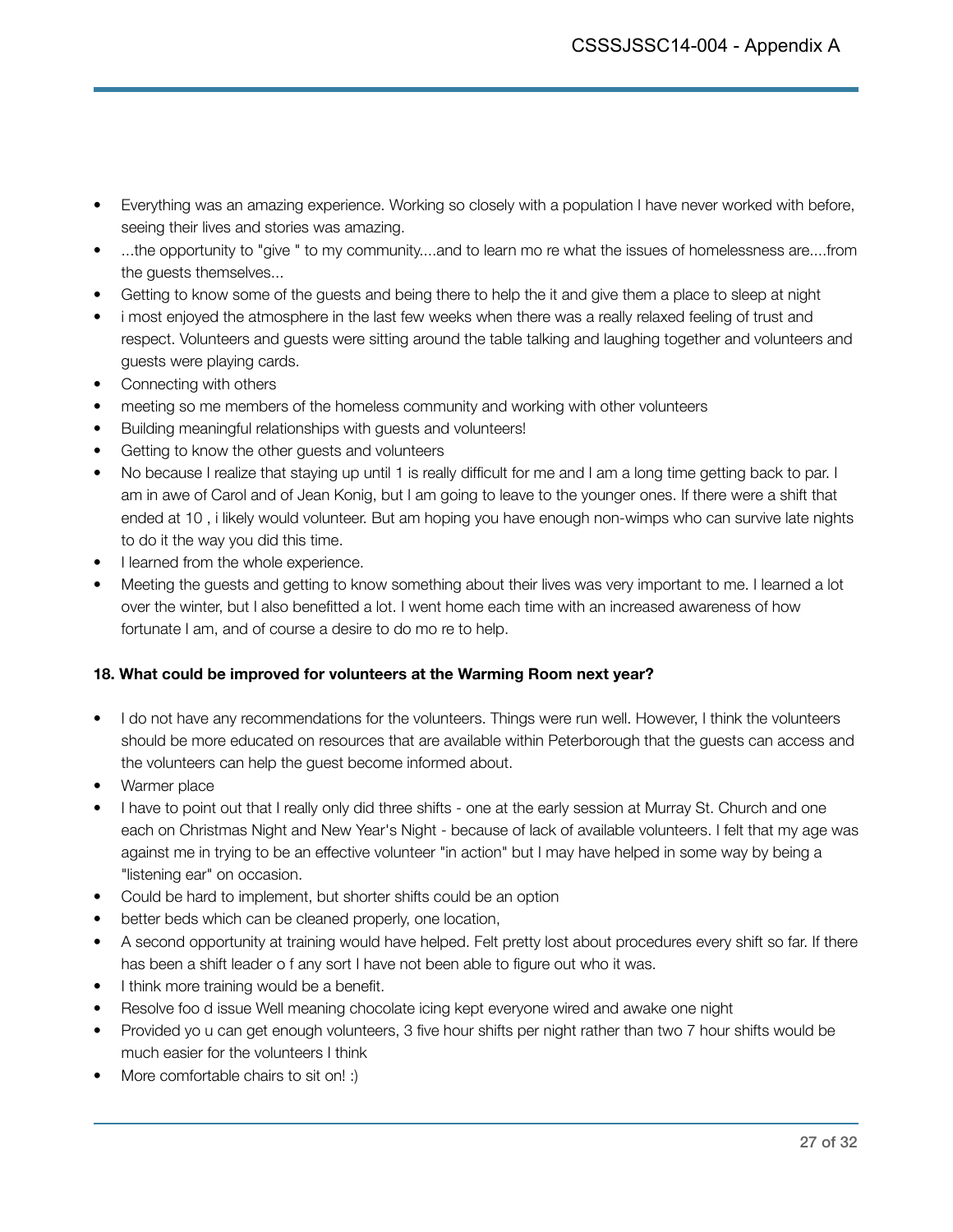- Everything was an amazing experience. Working so closely with a population I have never worked with before, seeing their lives and stories was amazing.
- ...the opportunity to "give " to my community....and to learn mo re what the issues of homelessness are....from the guests themselves...
- Getting to know some of the guests and being there to help the it and give them a place to sleep at night
- i most enjoyed the atmosphere in the last few weeks when there was a really relaxed feeling of trust and respect. Volunteers and guests were sitting around the table talking and laughing together and volunteers and guests were playing cards.
- Connecting with others
- meeting so me members of the homeless community and working with other volunteers
- Building meaningful relationships with guests and volunteers!
- Getting to know the other guests and volunteers
- No because I realize that staying up until 1 is really difficult for me and I am a long time getting back to par. I am in awe of Carol and of Jean Konig, but I am going to leave to the younger ones. If there were a shift that ended at 10 , i likely would volunteer. But am hoping you have enough non-wimps who can survive late nights to do it the way you did this time.
- I learned from the whole experience.
- Meeting the guests and getting to know something about their lives was very important to me. I learned a lot over the winter, but I also benefitted a lot. I went home each time with an increased awareness of how fortunate I am, and of course a desire to do mo re to help.

**18. What could be improved for volunteers at the Warming Room next year?**

- I do not have any recommendations for the volunteers. Things were run well. However, I think the volunteers should be more educated on resources that are available within Peterborough that the guests can access and the volunteers can help the guest become informed about.
- Warmer place
- I have to point out that I really only did three shifts - one at the early session at Murray St. Church and one each on Christmas Night and New Year's Night - because of lack of available volunteers. I felt that my age was against me in trying to be an effective volunteer "in action" but I may have helped in some way by being a "listening ear" on occasion.
- Could be hard to implement, but shorter shifts could be an option
- better beds which can be cleaned properly, one location,
- A second opportunity at training would have helped. Felt pretty lost about procedures every shift so far. If there has been a shift leader o f any sort I have not been able to figure out who it was.
- I think more training would be a benefit.
- Resolve foo d issue Well meaning chocolate icing kept everyone wired and awake one night
- Provided yo u can get enough volunteers, 3 five hour shifts per night rather than two 7 hour shifts would be much easier for the volunteers I think
- More comfortable chairs to sit on! :)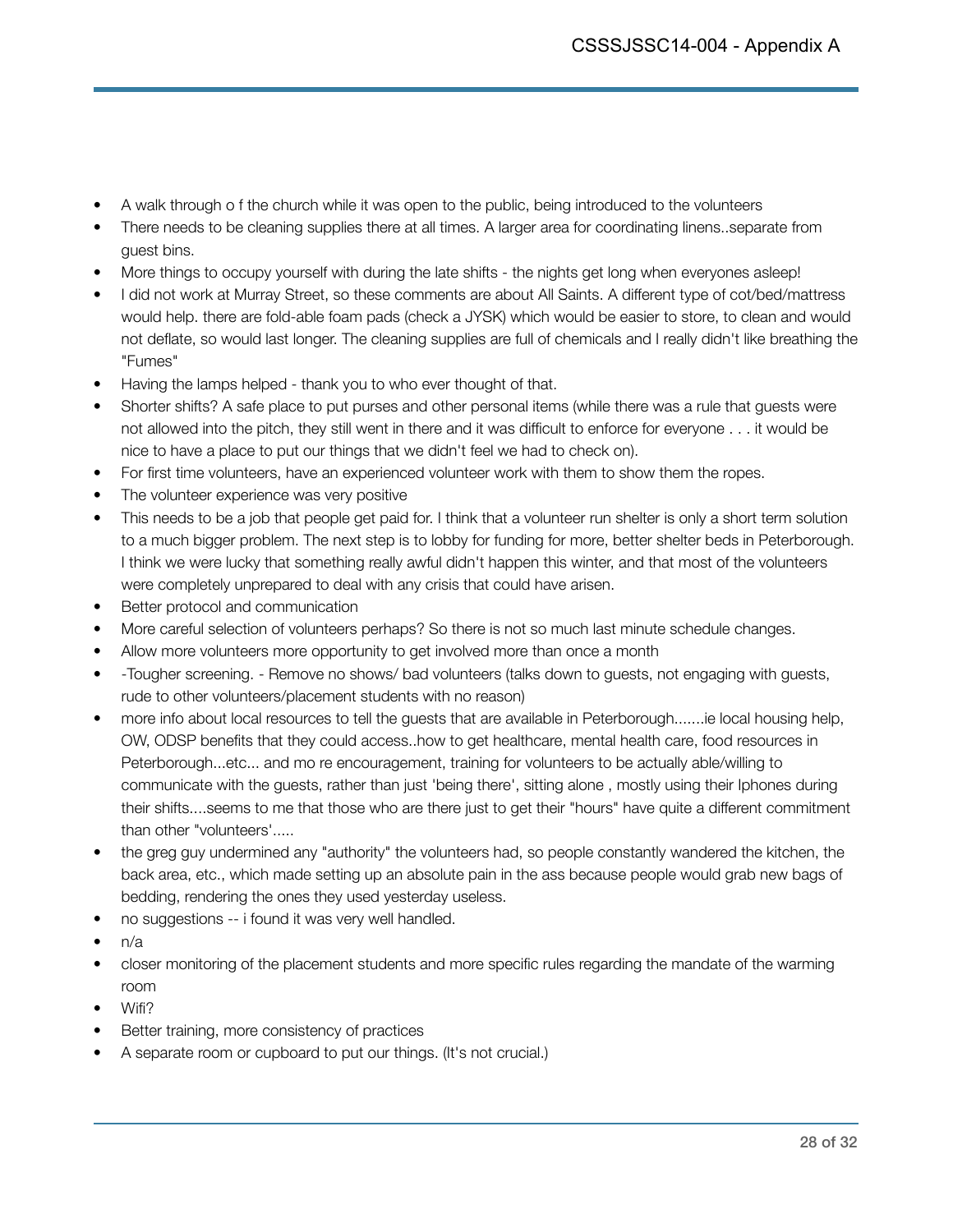- A walk through o f the church while it was open to the public, being introduced to the volunteers
- There needs to be cleaning supplies there at all times. A larger area for coordinating linens..separate from guest bins.
- More things to occupy yourself with during the late shifts - the nights get long when everyones asleep!
- I did not work at Murray Street, so these comments are about All Saints. A different type of cot/bed/mattress would help. there are fold-able foam pads (check a JYSK) which would be easier to store, to clean and would not deflate, so would last longer. The cleaning supplies are full of chemicals and I really didn't like breathing the "Fumes"
- Having the lamps helped - thank you to who ever thought of that.
- Shorter shifts? A safe place to put purses and other personal items (while there was a rule that guests were not allowed into the pitch, they still went in there and it was difficult to enforce for everyone . . . it would be nice to have a place to put our things that we didn't feel we had to check on).
- For first time volunteers, have an experienced volunteer work with them to show them the ropes.
- The volunteer experience was very positive
- This needs to be a job that people get paid for. I think that a volunteer run shelter is only a short term solution to a much bigger problem. The next step is to lobby for funding for more, better shelter beds in Peterborough. I think we were lucky that something really awful didn't happen this winter, and that most of the volunteers were completely unprepared to deal with any crisis that could have arisen.
- Better protocol and communication
- More careful selection of volunteers perhaps? So there is not so much last minute schedule changes.
- Allow more volunteers more opportunity to get involved more than once a month
- -Tougher screening. - Remove no shows/ bad volunteers (talks down to guests, not engaging with guests, rude to other volunteers/placement students with no reason)
- more info about local resources to tell the guests that are available in Peterborough.......ie local housing help, OW, ODSP benefits that they could access..how to get healthcare, mental health care, food resources in Peterborough...etc... and mo re encouragement, training for volunteers to be actually able/willing to communicate with the guests, rather than just 'being there', sitting alone , mostly using their Iphones during their shifts....seems to me that those who are there just to get their "hours" have quite a different commitment than other "volunteers'.....
- the greg guy undermined any "authority" the volunteers had, so people constantly wandered the kitchen, the back area, etc., which made setting up an absolute pain in the ass because people would grab new bags of bedding, rendering the ones they used yesterday useless.
- no suggestions -- i found it was very well handled.
- n/a
- closer monitoring of the placement students and more specific rules regarding the mandate of the warming room
- Wifi?
- Better training, more consistency of practices
- A separate room or cupboard to put our things. (It's not crucial.)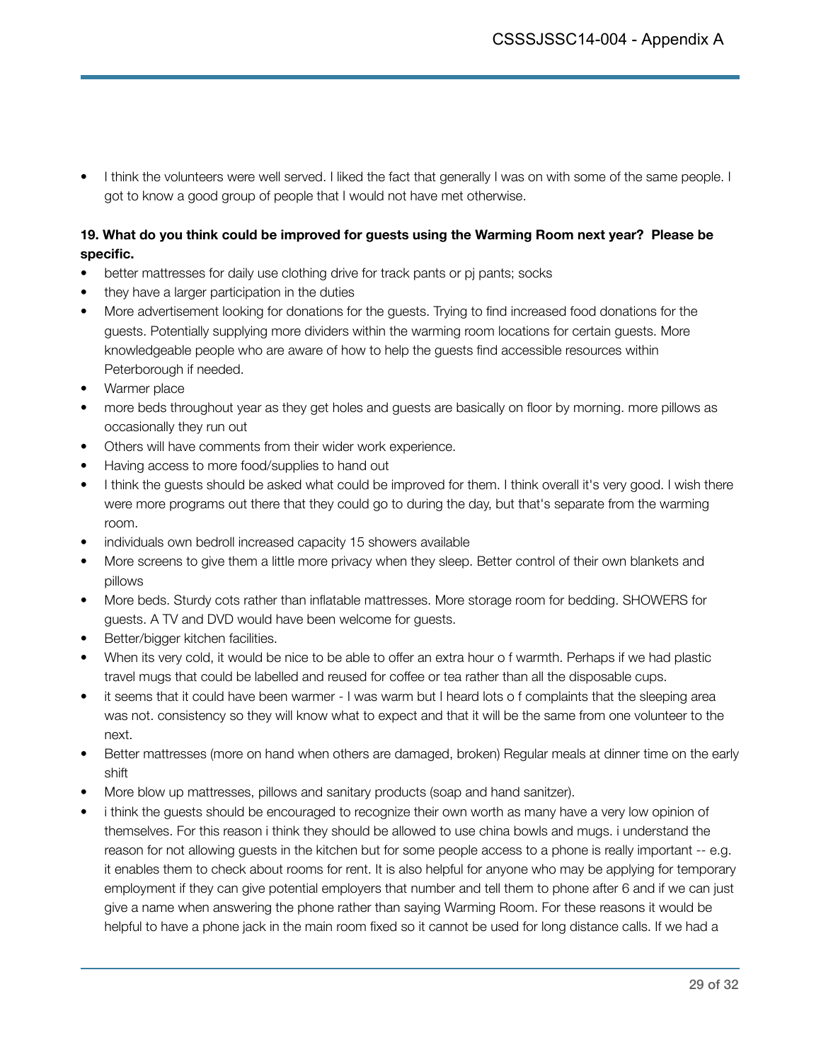- I think the volunteers were well served. I liked the fact that generally I was on with some of the same people. I got to know a good group of people that I would not have met otherwise.

**19. What do you think could be improved for guests using the Warming Room next year? Please be specific.**

- better mattresses for daily use clothing drive for track pants or pj pants; socks
- they have a larger participation in the duties
- More advertisement looking for donations for the guests. Trying to find increased food donations for the guests. Potentially supplying more dividers within the warming room locations for certain guests. More knowledgeable people who are aware of how to help the guests find accessible resources within Peterborough if needed.
- Warmer place
- more beds throughout year as they get holes and guests are basically on floor by morning. more pillows as occasionally they run out
- Others will have comments from their wider work experience.
- Having access to more food/supplies to hand out
- I think the guests should be asked what could be improved for them. I think overall it's very good. I wish there were more programs out there that they could go to during the day, but that's separate from the warming room.
- individuals own bedroll increased capacity 15 showers available
- More screens to give them a little more privacy when they sleep. Better control of their own blankets and pillows
- More beds. Sturdy cots rather than inflatable mattresses. More storage room for bedding. SHOWERS for guests. A TV and DVD would have been welcome for guests.
- Better/bigger kitchen facilities.
- When its very cold, it would be nice to be able to offer an extra hour o f warmth. Perhaps if we had plastic travel mugs that could be labelled and reused for coffee or tea rather than all the disposable cups.
- it seems that it could have been warmer - I was warm but I heard lots o f complaints that the sleeping area was not. consistency so they will know what to expect and that it will be the same from one volunteer to the next.
- Better mattresses (more on hand when others are damaged, broken) Regular meals at dinner time on the early shift
- More blow up mattresses, pillows and sanitary products (soap and hand sanitzer).
- i think the guests should be encouraged to recognize their own worth as many have a very low opinion of themselves. For this reason i think they should be allowed to use china bowls and mugs. i understand the reason for not allowing guests in the kitchen but for some people access to a phone is really important -- e.g. it enables them to check about rooms for rent. It is also helpful for anyone who may be applying for temporary employment if they can give potential employers that number and tell them to phone after 6 and if we can just give a name when answering the phone rather than saying Warming Room. For these reasons it would be helpful to have a phone jack in the main room fixed so it cannot be used for long distance calls. If we had a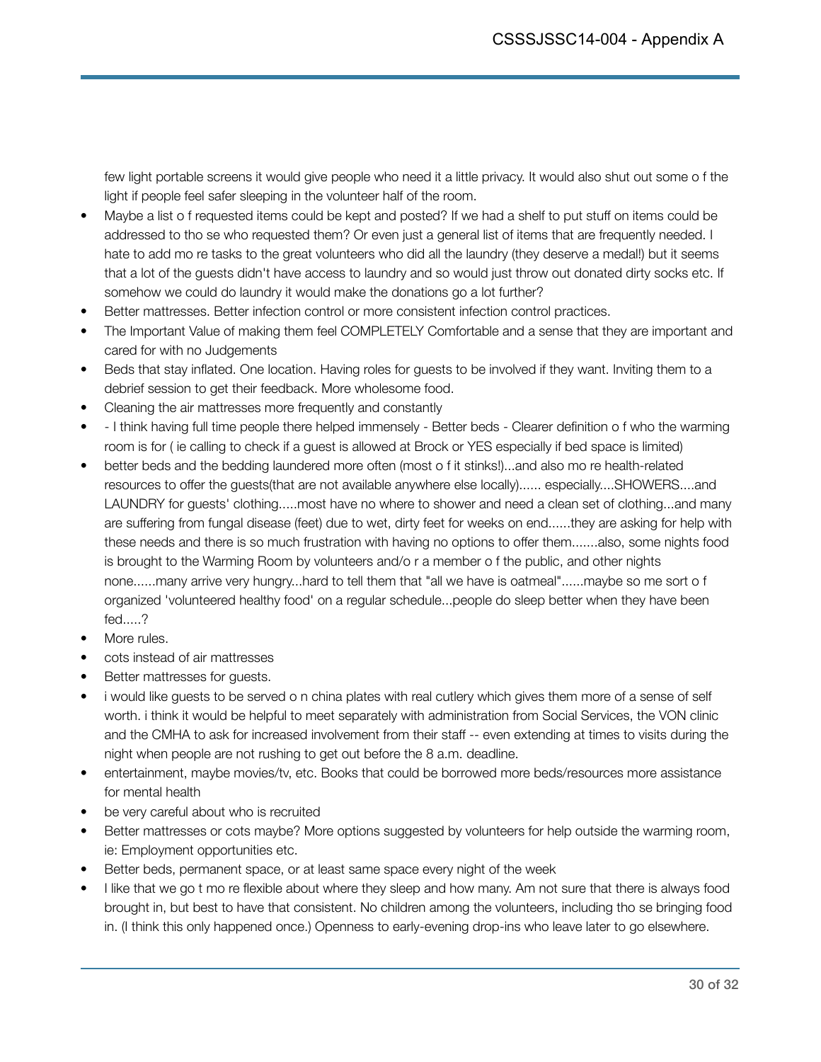few light portable screens it would give people who need it a little privacy. It would also shut out some o f the light if people feel safer sleeping in the volunteer half of the room.

- Maybe a list o f requested items could be kept and posted? If we had a shelf to put stuff on items could be addressed to tho se who requested them? Or even just a general list of items that are frequently needed. I hate to add mo re tasks to the great volunteers who did all the laundry (they deserve a medal!) but it seems that a lot of the guests didn't have access to laundry and so would just throw out donated dirty socks etc. If somehow we could do laundry it would make the donations go a lot further?
- Better mattresses. Better infection control or more consistent infection control practices.
- The Important Value of making them feel COMPLETELY Comfortable and a sense that they are important and cared for with no Judgements
- Beds that stay inflated. One location. Having roles for guests to be involved if they want. Inviting them to a debrief session to get their feedback. More wholesome food.
- Cleaning the air mattresses more frequently and constantly
- - I think having full time people there helped immensely - Better beds - Clearer definition o f who the warming room is for ( ie calling to check if a guest is allowed at Brock or YES especially if bed space is limited)
- better beds and the bedding laundered more often (most o f it stinks!)...and also mo re health-related resources to offer the guests(that are not available anywhere else locally)...... especially....SHOWERS....and LAUNDRY for guests' clothing.....most have no where to shower and need a clean set of clothing...and many are suffering from fungal disease (feet) due to wet, dirty feet for weeks on end......they are asking for help with these needs and there is so much frustration with having no options to offer them.......also, some nights food is brought to the Warming Room by volunteers and/o r a member o f the public, and other nights none......many arrive very hungry...hard to tell them that "all we have is oatmeal"......maybe so me sort o f organized 'volunteered healthy food' on a regular schedule...people do sleep better when they have been fed.....?
- More rules.
- cots instead of air mattresses
- Better mattresses for guests.
- i would like guests to be served o n china plates with real cutlery which gives them more of a sense of self worth. i think it would be helpful to meet separately with administration from Social Services, the VON clinic and the CMHA to ask for increased involvement from their staff -- even extending at times to visits during the night when people are not rushing to get out before the 8 a.m. deadline.
- entertainment, maybe movies/tv, etc. Books that could be borrowed more beds/resources more assistance for mental health
- be very careful about who is recruited
- Better mattresses or cots maybe? More options suggested by volunteers for help outside the warming room, ie: Employment opportunities etc.
- Better beds, permanent space, or at least same space every night of the week
- I like that we go t mo re flexible about where they sleep and how many. Am not sure that there is always food brought in, but best to have that consistent. No children among the volunteers, including tho se bringing food in. (I think this only happened once.) Openness to early-evening drop-ins who leave later to go elsewhere.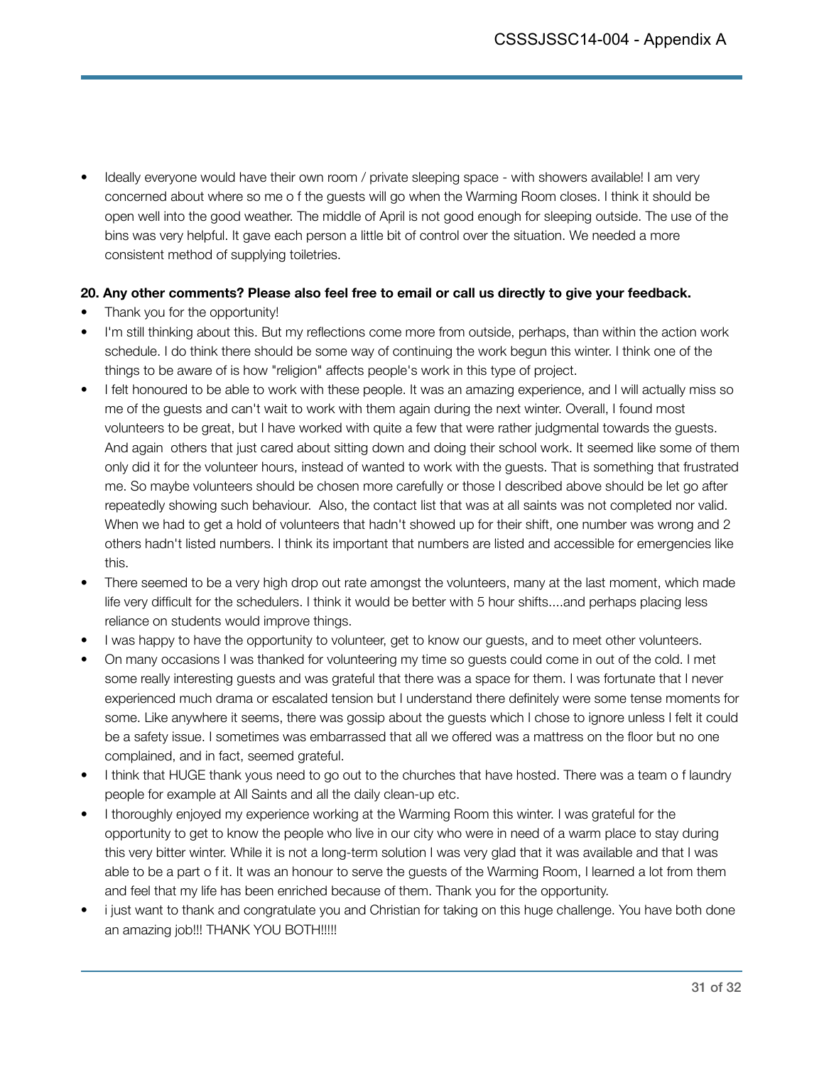- Ideally everyone would have their own room / private sleeping space - with showers available! I am very concerned about where so me o f the guests will go when the Warming Room closes. I think it should be open well into the good weather. The middle of April is not good enough for sleeping outside. The use of the bins was very helpful. It gave each person a little bit of control over the situation. We needed a more consistent method of supplying toiletries.

**20. Any other comments? Please also feel free to email or call us directly to give your feedback.**

- Thank you for the opportunity!
- I'm still thinking about this. But my reflections come more from outside, perhaps, than within the action work schedule. I do think there should be some way of continuing the work begun this winter. I think one of the things to be aware of is how "religion" affects people's work in this type of project.
- I felt honoured to be able to work with these people. It was an amazing experience, and I will actually miss so me of the guests and can't wait to work with them again during the next winter. Overall, I found most volunteers to be great, but I have worked with quite a few that were rather judgmental towards the guests. And again others that just cared about sitting down and doing their school work. It seemed like some of them only did it for the volunteer hours, instead of wanted to work with the guests. That is something that frustrated me. So maybe volunteers should be chosen more carefully or those I described above should be let go after repeatedly showing such behaviour. Also, the contact list that was at all saints was not completed nor valid. When we had to get a hold of volunteers that hadn't showed up for their shift, one number was wrong and 2 others hadn't listed numbers. I think its important that numbers are listed and accessible for emergencies like this.
- There seemed to be a very high drop out rate amongst the volunteers, many at the last moment, which made life very difficult for the schedulers. I think it would be better with 5 hour shifts....and perhaps placing less reliance on students would improve things.
- I was happy to have the opportunity to volunteer, get to know our guests, and to meet other volunteers.
- On many occasions I was thanked for volunteering my time so guests could come in out of the cold. I met some really interesting guests and was grateful that there was a space for them. I was fortunate that I never experienced much drama or escalated tension but I understand there definitely were some tense moments for some. Like anywhere it seems, there was gossip about the guests which I chose to ignore unless I felt it could be a safety issue. I sometimes was embarrassed that all we offered was a mattress on the floor but no one complained, and in fact, seemed grateful.
- I think that HUGE thank yous need to go out to the churches that have hosted. There was a team o f laundry people for example at All Saints and all the daily clean-up etc.
- I thoroughly enjoyed my experience working at the Warming Room this winter. I was grateful for the opportunity to get to know the people who live in our city who were in need of a warm place to stay during this very bitter winter. While it is not a long-term solution I was very glad that it was available and that I was able to be a part o f it. It was an honour to serve the guests of the Warming Room, I learned a lot from them and feel that my life has been enriched because of them. Thank you for the opportunity.
- i just want to thank and congratulate you and Christian for taking on this huge challenge. You have both done an amazing job!!! THANK YOU BOTH!!!!!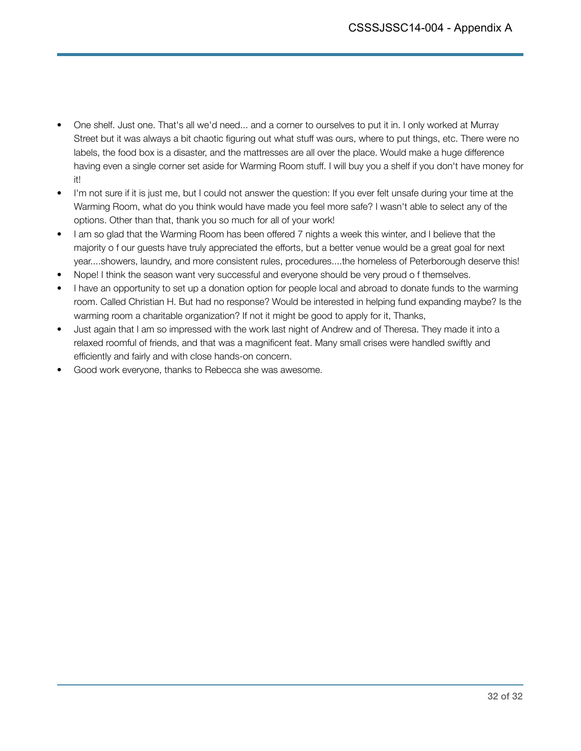- One shelf. Just one. That's all we'd need... and a corner to ourselves to put it in. I only worked at Murray Street but it was always a bit chaotic figuring out what stuff was ours, where to put things, etc. There were no labels, the food box is a disaster, and the mattresses are all over the place. Would make a huge difference having even a single corner set aside for Warming Room stuff. I will buy you a shelf if you don't have money for it!
- I'm not sure if it is just me, but I could not answer the question: If you ever felt unsafe during your time at the Warming Room, what do you think would have made you feel more safe? I wasn't able to select any of the options. Other than that, thank you so much for all of your work!
- I am so glad that the Warming Room has been offered 7 nights a week this winter, and I believe that the majority o f our guests have truly appreciated the efforts, but a better venue would be a great goal for next year....showers, laundry, and more consistent rules, procedures....the homeless of Peterborough deserve this!
- Nope! I think the season want very successful and everyone should be very proud o f themselves.
- I have an opportunity to set up a donation option for people local and abroad to donate funds to the warming room. Called Christian H. But had no response? Would be interested in helping fund expanding maybe? Is the warming room a charitable organization? If not it might be good to apply for it, Thanks,
- Just again that I am so impressed with the work last night of Andrew and of Theresa. They made it into a relaxed roomful of friends, and that was a magnificent feat. Many small crises were handled swiftly and efficiently and fairly and with close hands-on concern.
- Good work everyone, thanks to Rebecca she was awesome.